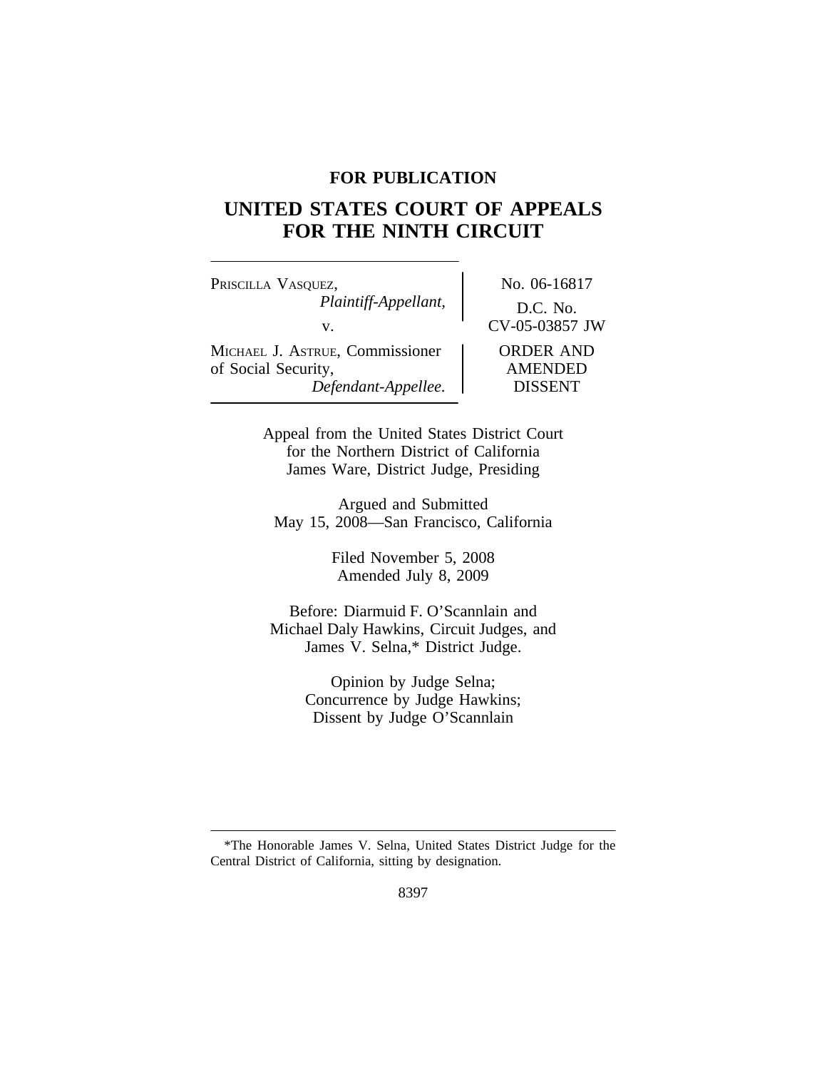**FOR PUBLICATION**

# UNITED STATES COURT OF APPEALS FOR THE NINTH CIRCUIT

| | |
|---|---|
| PRISCILLA VASQUEZ, *Plaintiff-Appellant,* v. MICHAEL J. ASTRUE, Commissioner of Social Security, *Defendant-Appellee.* | No. 06-16817 D.C. No. CV-05-03857 JW ORDER AND AMENDED DISSENT |

Appeal from the United States District Court
for the Northern District of California
James Ware, District Judge, Presiding

Argued and Submitted
May 15, 2008—San Francisco, California

Filed November 5, 2008
Amended July 8, 2009

Before: Diarmuid F. O'Scannlain and
Michael Daly Hawkins, Circuit Judges, and
James V. Selna,* District Judge.

Opinion by Judge Selna;
Concurrence by Judge Hawkins;
Dissent by Judge O'Scannlain

*The Honorable James V. Selna, United States District Judge for the Central District of California, sitting by designation.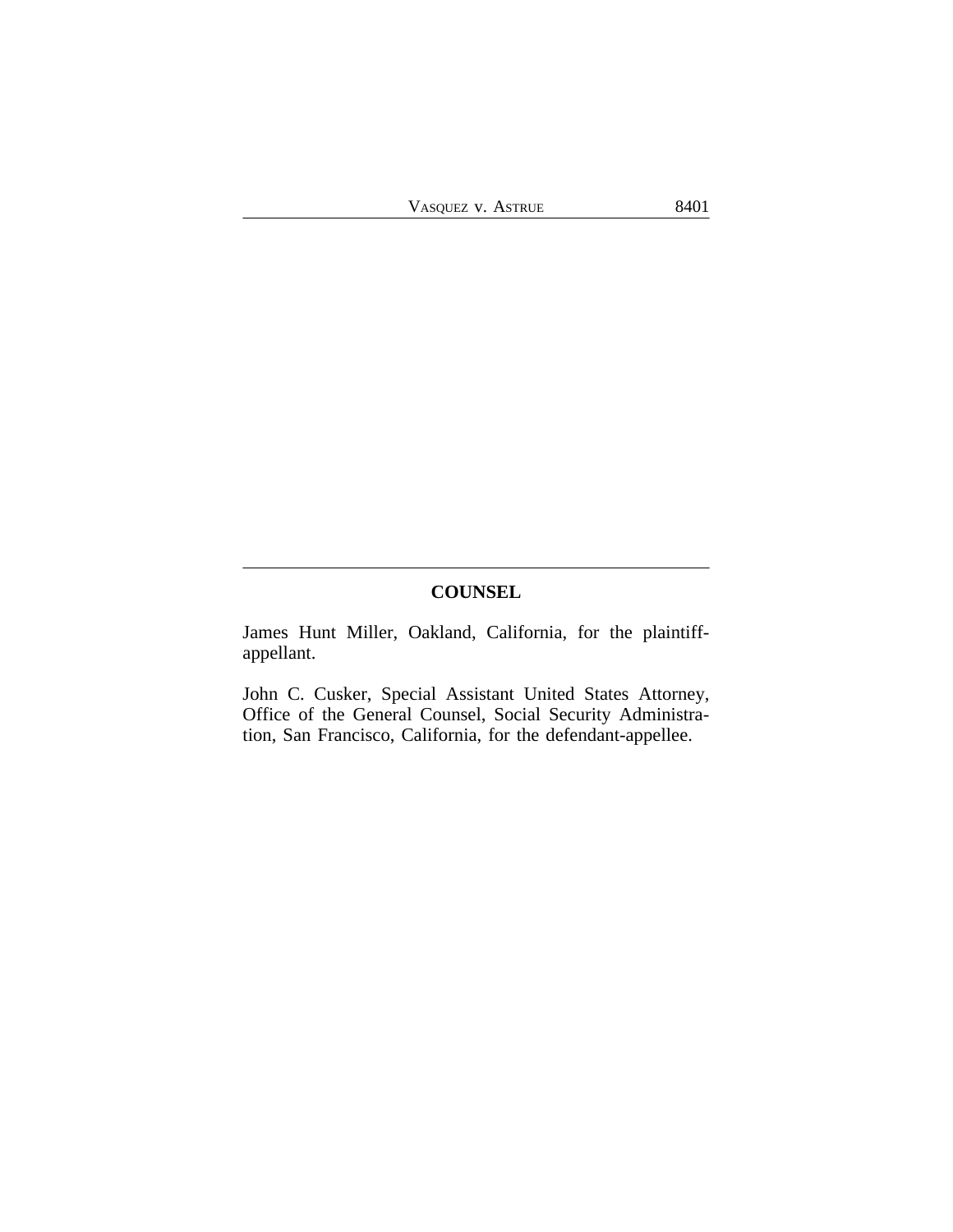## COUNSEL

James Hunt Miller, Oakland, California, for the plaintiff-appellant.

John C. Cusker, Special Assistant United States Attorney, Office of the General Counsel, Social Security Administration, San Francisco, California, for the defendant-appellee.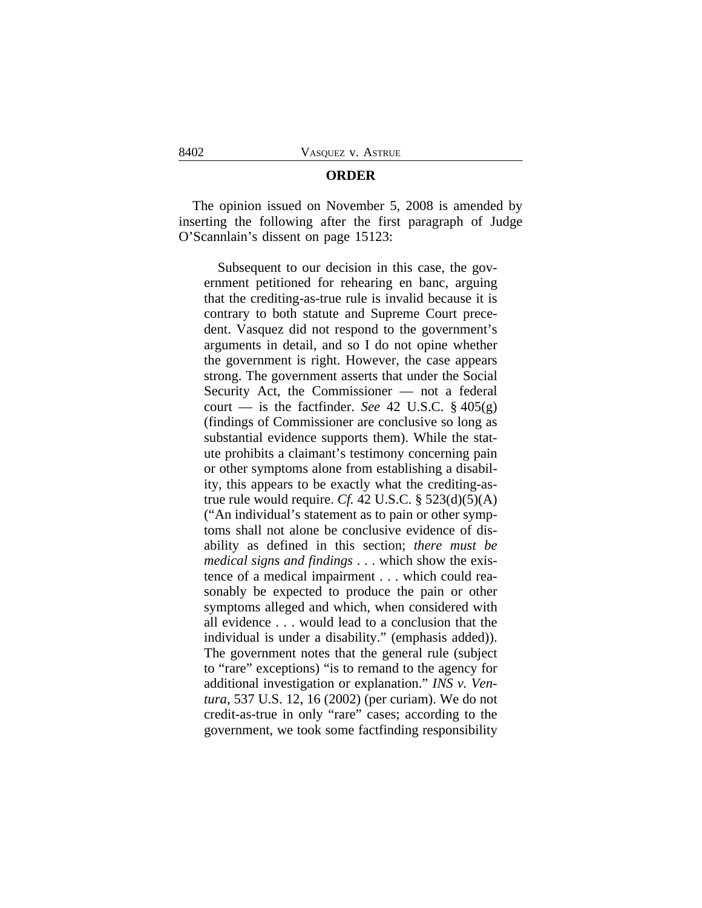## ORDER

The opinion issued on November 5, 2008 is amended by inserting the following after the first paragraph of Judge O'Scannlain's dissent on page 15123:

> Subsequent to our decision in this case, the government petitioned for rehearing en banc, arguing that the crediting-as-true rule is invalid because it is contrary to both statute and Supreme Court precedent. Vasquez did not respond to the government's arguments in detail, and so I do not opine whether the government is right. However, the case appears strong. The government asserts that under the Social Security Act, the Commissioner — not a federal court — is the factfinder. *See* 42 U.S.C. § 405(g) (findings of Commissioner are conclusive so long as substantial evidence supports them). While the statute prohibits a claimant's testimony concerning pain or other symptoms alone from establishing a disability, this appears to be exactly what the crediting-as-true rule would require. *Cf.* 42 U.S.C. § 523(d)(5)(A) ("An individual's statement as to pain or other symptoms shall not alone be conclusive evidence of disability as defined in this section; *there must be medical signs and findings* . . . which show the existence of a medical impairment . . . which could reasonably be expected to produce the pain or other symptoms alleged and which, when considered with all evidence . . . would lead to a conclusion that the individual is under a disability." (emphasis added)). The government notes that the general rule (subject to "rare" exceptions) "is to remand to the agency for additional investigation or explanation." *INS v. Ventura*, 537 U.S. 12, 16 (2002) (per curiam). We do not credit-as-true in only "rare" cases; according to the government, we took some factfinding responsibility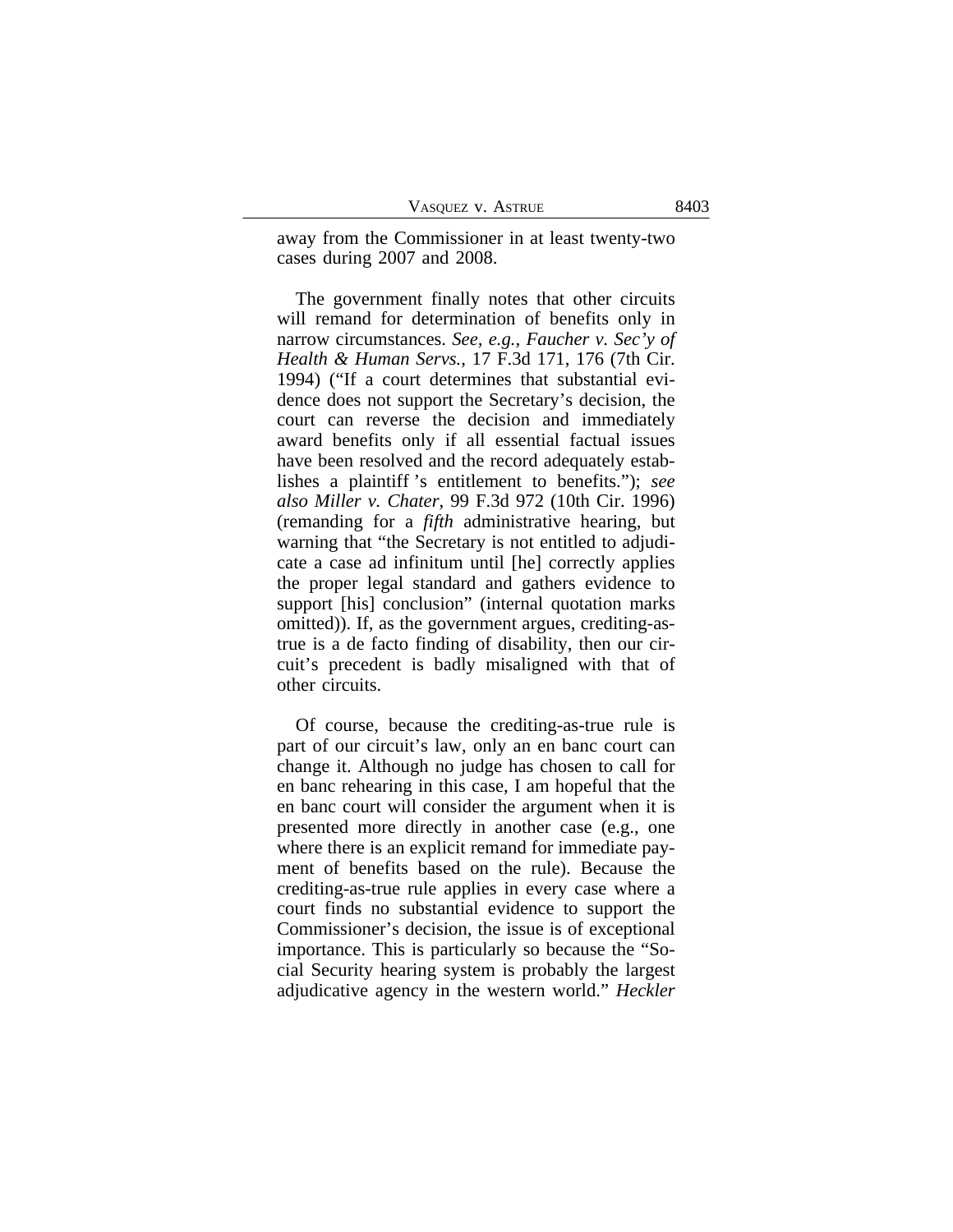away from the Commissioner in at least twenty-two cases during 2007 and 2008.

The government finally notes that other circuits will remand for determination of benefits only in narrow circumstances. *See, e.g., Faucher v. Sec'y of Health & Human Servs.*, 17 F.3d 171, 176 (7th Cir. 1994) ("If a court determines that substantial evidence does not support the Secretary's decision, the court can reverse the decision and immediately award benefits only if all essential factual issues have been resolved and the record adequately establishes a plaintiff 's entitlement to benefits."); *see also Miller v. Chater*, 99 F.3d 972 (10th Cir. 1996) (remanding for a *fifth* administrative hearing, but warning that "the Secretary is not entitled to adjudicate a case ad infinitum until [he] correctly applies the proper legal standard and gathers evidence to support [his] conclusion" (internal quotation marks omitted)). If, as the government argues, crediting-as-true is a de facto finding of disability, then our circuit's precedent is badly misaligned with that of other circuits.

Of course, because the crediting-as-true rule is part of our circuit's law, only an en banc court can change it. Although no judge has chosen to call for en banc rehearing in this case, I am hopeful that the en banc court will consider the argument when it is presented more directly in another case (e.g., one where there is an explicit remand for immediate payment of benefits based on the rule). Because the crediting-as-true rule applies in every case where a court finds no substantial evidence to support the Commissioner's decision, the issue is of exceptional importance. This is particularly so because the "Social Security hearing system is probably the largest adjudicative agency in the western world." *Heckler*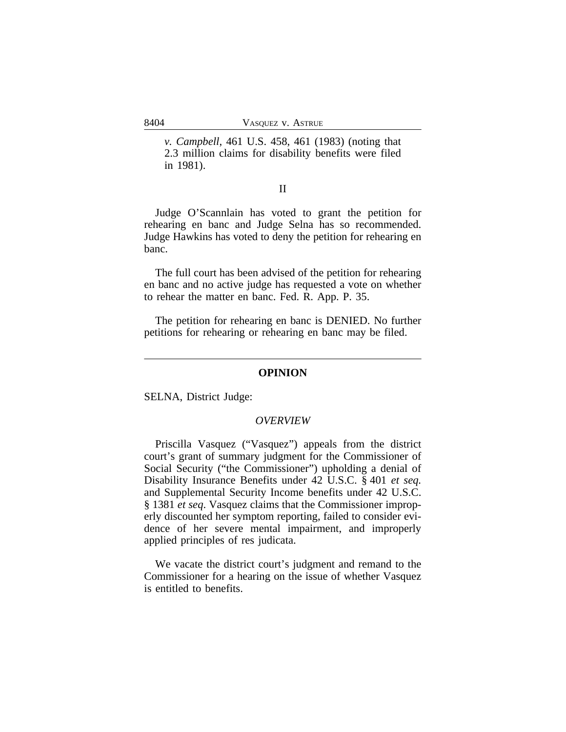*v. Campbell*, 461 U.S. 458, 461 (1983) (noting that 2.3 million claims for disability benefits were filed in 1981).

II

Judge O'Scannlain has voted to grant the petition for rehearing en banc and Judge Selna has so recommended. Judge Hawkins has voted to deny the petition for rehearing en banc.

The full court has been advised of the petition for rehearing en banc and no active judge has requested a vote on whether to rehear the matter en banc. Fed. R. App. P. 35.

The petition for rehearing en banc is DENIED. No further petitions for rehearing or rehearing en banc may be filed.

---

## OPINION

SELNA, District Judge:

### *OVERVIEW*

Priscilla Vasquez ("Vasquez") appeals from the district court's grant of summary judgment for the Commissioner of Social Security ("the Commissioner") upholding a denial of Disability Insurance Benefits under 42 U.S.C. § 401 *et seq.* and Supplemental Security Income benefits under 42 U.S.C. § 1381 *et seq*. Vasquez claims that the Commissioner improperly discounted her symptom reporting, failed to consider evidence of her severe mental impairment, and improperly applied principles of res judicata.

We vacate the district court's judgment and remand to the Commissioner for a hearing on the issue of whether Vasquez is entitled to benefits.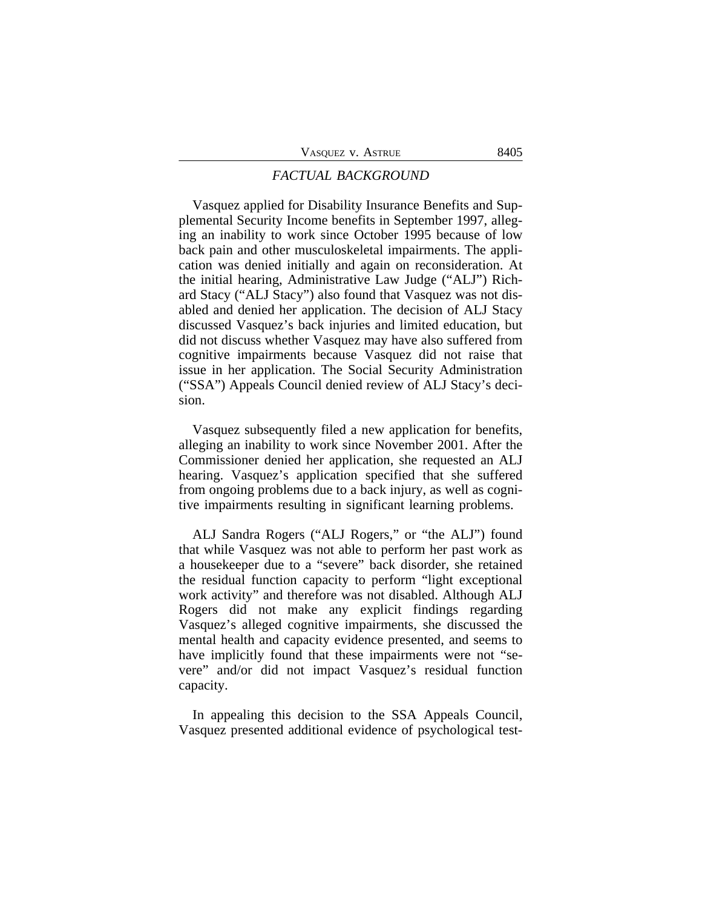## *FACTUAL BACKGROUND*

Vasquez applied for Disability Insurance Benefits and Supplemental Security Income benefits in September 1997, alleging an inability to work since October 1995 because of low back pain and other musculoskeletal impairments. The application was denied initially and again on reconsideration. At the initial hearing, Administrative Law Judge ("ALJ") Richard Stacy ("ALJ Stacy") also found that Vasquez was not disabled and denied her application. The decision of ALJ Stacy discussed Vasquez's back injuries and limited education, but did not discuss whether Vasquez may have also suffered from cognitive impairments because Vasquez did not raise that issue in her application. The Social Security Administration ("SSA") Appeals Council denied review of ALJ Stacy's decision.

Vasquez subsequently filed a new application for benefits, alleging an inability to work since November 2001. After the Commissioner denied her application, she requested an ALJ hearing. Vasquez's application specified that she suffered from ongoing problems due to a back injury, as well as cognitive impairments resulting in significant learning problems.

ALJ Sandra Rogers ("ALJ Rogers," or "the ALJ") found that while Vasquez was not able to perform her past work as a housekeeper due to a "severe" back disorder, she retained the residual function capacity to perform "light exceptional work activity" and therefore was not disabled. Although ALJ Rogers did not make any explicit findings regarding Vasquez's alleged cognitive impairments, she discussed the mental health and capacity evidence presented, and seems to have implicitly found that these impairments were not "severe" and/or did not impact Vasquez's residual function capacity.

In appealing this decision to the SSA Appeals Council, Vasquez presented additional evidence of psychological test-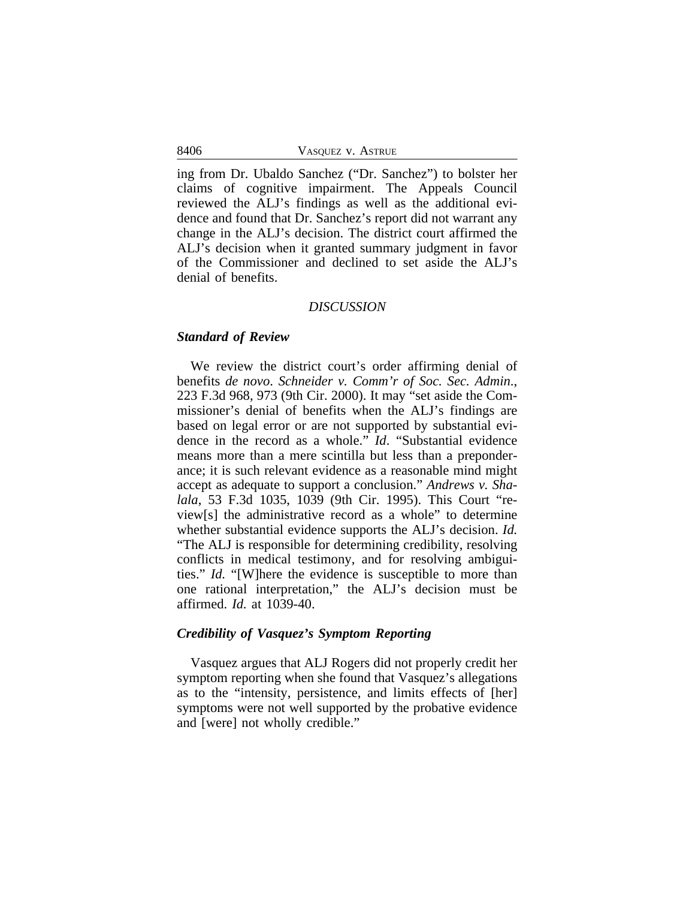ing from Dr. Ubaldo Sanchez ("Dr. Sanchez") to bolster her claims of cognitive impairment. The Appeals Council reviewed the ALJ's findings as well as the additional evidence and found that Dr. Sanchez's report did not warrant any change in the ALJ's decision. The district court affirmed the ALJ's decision when it granted summary judgment in favor of the Commissioner and declined to set aside the ALJ's denial of benefits.

## *DISCUSSION*

### ***Standard of Review***

We review the district court's order affirming denial of benefits *de novo*. *Schneider v. Comm'r of Soc. Sec. Admin.*, 223 F.3d 968, 973 (9th Cir. 2000). It may "set aside the Commissioner's denial of benefits when the ALJ's findings are based on legal error or are not supported by substantial evidence in the record as a whole." *Id*. "Substantial evidence means more than a mere scintilla but less than a preponderance; it is such relevant evidence as a reasonable mind might accept as adequate to support a conclusion." *Andrews v. Shalala*, 53 F.3d 1035, 1039 (9th Cir. 1995). This Court "review[s] the administrative record as a whole" to determine whether substantial evidence supports the ALJ's decision. *Id.* "The ALJ is responsible for determining credibility, resolving conflicts in medical testimony, and for resolving ambiguities." *Id.* "[W]here the evidence is susceptible to more than one rational interpretation," the ALJ's decision must be affirmed. *Id.* at 1039-40.

### ***Credibility of Vasquez's Symptom Reporting***

Vasquez argues that ALJ Rogers did not properly credit her symptom reporting when she found that Vasquez's allegations as to the "intensity, persistence, and limits effects of [her] symptoms were not well supported by the probative evidence and [were] not wholly credible."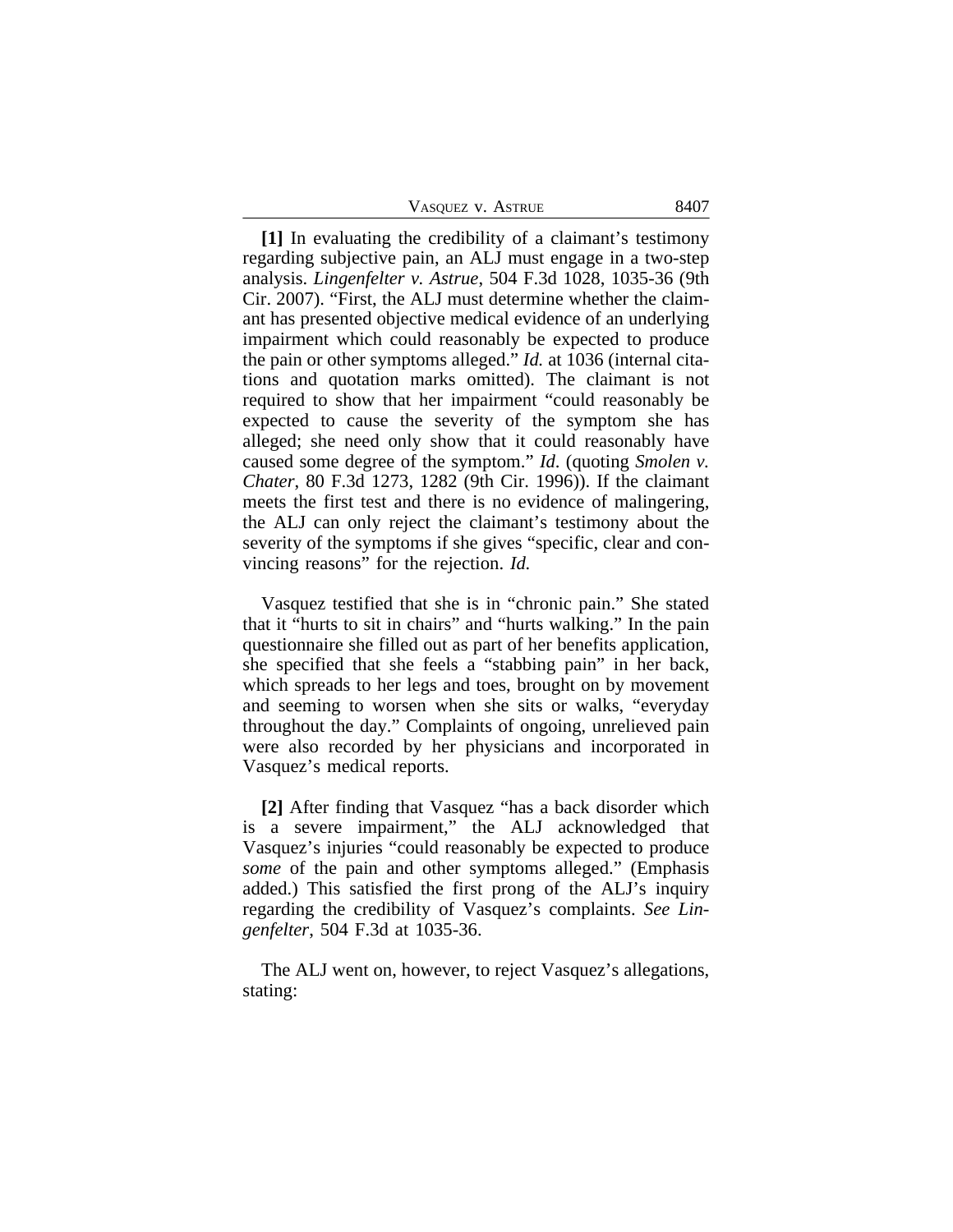**[1]** In evaluating the credibility of a claimant's testimony regarding subjective pain, an ALJ must engage in a two-step analysis. *Lingenfelter v. Astrue*, 504 F.3d 1028, 1035-36 (9th Cir. 2007). "First, the ALJ must determine whether the claimant has presented objective medical evidence of an underlying impairment which could reasonably be expected to produce the pain or other symptoms alleged." *Id.* at 1036 (internal citations and quotation marks omitted). The claimant is not required to show that her impairment "could reasonably be expected to cause the severity of the symptom she has alleged; she need only show that it could reasonably have caused some degree of the symptom." *Id*. (quoting *Smolen v. Chater*, 80 F.3d 1273, 1282 (9th Cir. 1996)). If the claimant meets the first test and there is no evidence of malingering, the ALJ can only reject the claimant's testimony about the severity of the symptoms if she gives "specific, clear and convincing reasons" for the rejection. *Id.*

Vasquez testified that she is in "chronic pain." She stated that it "hurts to sit in chairs" and "hurts walking." In the pain questionnaire she filled out as part of her benefits application, she specified that she feels a "stabbing pain" in her back, which spreads to her legs and toes, brought on by movement and seeming to worsen when she sits or walks, "everyday throughout the day." Complaints of ongoing, unrelieved pain were also recorded by her physicians and incorporated in Vasquez's medical reports.

**[2]** After finding that Vasquez "has a back disorder which is a severe impairment," the ALJ acknowledged that Vasquez's injuries "could reasonably be expected to produce *some* of the pain and other symptoms alleged." (Emphasis added.) This satisfied the first prong of the ALJ's inquiry regarding the credibility of Vasquez's complaints. *See Lingenfelter*, 504 F.3d at 1035-36.

The ALJ went on, however, to reject Vasquez's allegations, stating: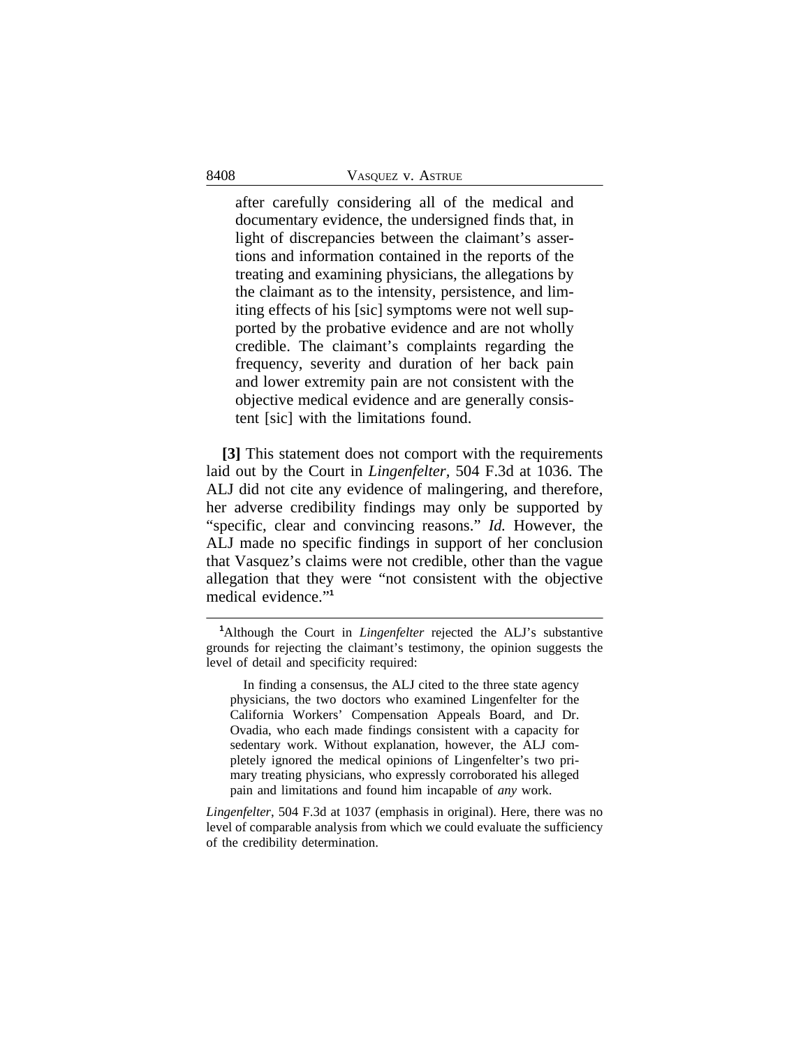> after carefully considering all of the medical and documentary evidence, the undersigned finds that, in light of discrepancies between the claimant's assertions and information contained in the reports of the treating and examining physicians, the allegations by the claimant as to the intensity, persistence, and limiting effects of his [sic] symptoms were not well supported by the probative evidence and are not wholly credible. The claimant's complaints regarding the frequency, severity and duration of her back pain and lower extremity pain are not consistent with the objective medical evidence and are generally consistent [sic] with the limitations found.

**[3]** This statement does not comport with the requirements laid out by the Court in *Lingenfelter*, 504 F.3d at 1036. The ALJ did not cite any evidence of malingering, and therefore, her adverse credibility findings may only be supported by "specific, clear and convincing reasons." *Id.* However, the ALJ made no specific findings in support of her conclusion that Vasquez's claims were not credible, other than the vague allegation that they were "not consistent with the objective medical evidence."[1]

---

[1]Although the Court in *Lingenfelter* rejected the ALJ's substantive grounds for rejecting the claimant's testimony, the opinion suggests the level of detail and specificity required:

> In finding a consensus, the ALJ cited to the three state agency physicians, the two doctors who examined Lingenfelter for the California Workers' Compensation Appeals Board, and Dr. Ovadia, who each made findings consistent with a capacity for sedentary work. Without explanation, however, the ALJ completely ignored the medical opinions of Lingenfelter's two primary treating physicians, who expressly corroborated his alleged pain and limitations and found him incapable of *any* work.

*Lingenfelter*, 504 F.3d at 1037 (emphasis in original). Here, there was no level of comparable analysis from which we could evaluate the sufficiency of the credibility determination.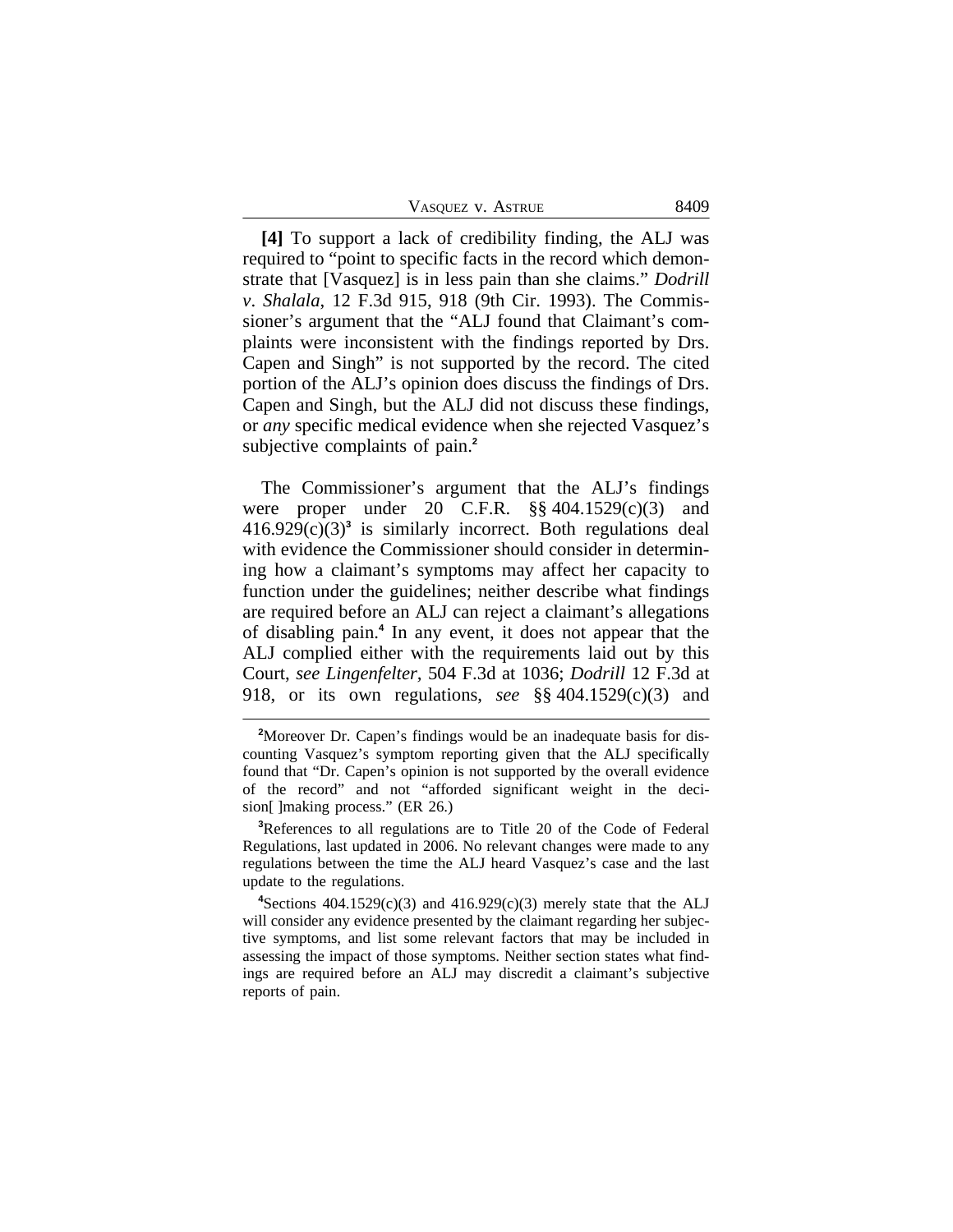**[4]** To support a lack of credibility finding, the ALJ was required to "point to specific facts in the record which demonstrate that [Vasquez] is in less pain than she claims." *Dodrill v. Shalala*, 12 F.3d 915, 918 (9th Cir. 1993). The Commissioner's argument that the "ALJ found that Claimant's complaints were inconsistent with the findings reported by Drs. Capen and Singh" is not supported by the record. The cited portion of the ALJ's opinion does discuss the findings of Drs. Capen and Singh, but the ALJ did not discuss these findings, or *any* specific medical evidence when she rejected Vasquez's subjective complaints of pain.[2]

The Commissioner's argument that the ALJ's findings were proper under 20 C.F.R. §§ 404.1529(c)(3) and 416.929(c)(3)[3] is similarly incorrect. Both regulations deal with evidence the Commissioner should consider in determining how a claimant's symptoms may affect her capacity to function under the guidelines; neither describe what findings are required before an ALJ can reject a claimant's allegations of disabling pain.[4] In any event, it does not appear that the ALJ complied either with the requirements laid out by this Court, *see Lingenfelter,* 504 F.3d at 1036; *Dodrill* 12 F.3d at 918, or its own regulations, *see* §§ 404.1529(c)(3) and

---

[2]Moreover Dr. Capen's findings would be an inadequate basis for discounting Vasquez's symptom reporting given that the ALJ specifically found that "Dr. Capen's opinion is not supported by the overall evidence of the record" and not "afforded significant weight in the decision[ ]making process." (ER 26.)

[3]References to all regulations are to Title 20 of the Code of Federal Regulations, last updated in 2006. No relevant changes were made to any regulations between the time the ALJ heard Vasquez's case and the last update to the regulations.

[4]Sections 404.1529(c)(3) and 416.929(c)(3) merely state that the ALJ will consider any evidence presented by the claimant regarding her subjective symptoms, and list some relevant factors that may be included in assessing the impact of those symptoms. Neither section states what findings are required before an ALJ may discredit a claimant's subjective reports of pain.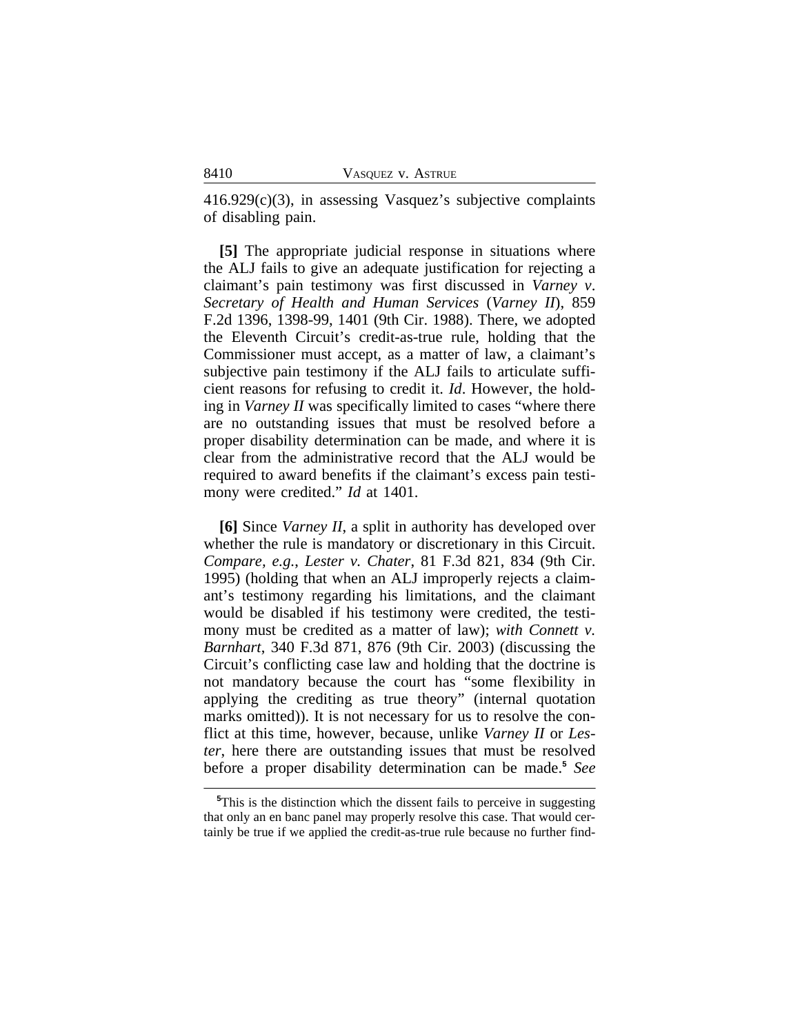416.929(c)(3), in assessing Vasquez's subjective complaints of disabling pain.

**[5]** The appropriate judicial response in situations where the ALJ fails to give an adequate justification for rejecting a claimant's pain testimony was first discussed in *Varney v. Secretary of Health and Human Services* (*Varney II*), 859 F.2d 1396, 1398-99, 1401 (9th Cir. 1988). There, we adopted the Eleventh Circuit's credit-as-true rule, holding that the Commissioner must accept, as a matter of law, a claimant's subjective pain testimony if the ALJ fails to articulate sufficient reasons for refusing to credit it. *Id*. However, the holding in *Varney II* was specifically limited to cases "where there are no outstanding issues that must be resolved before a proper disability determination can be made, and where it is clear from the administrative record that the ALJ would be required to award benefits if the claimant's excess pain testimony were credited." *Id* at 1401.

**[6]** Since *Varney II*, a split in authority has developed over whether the rule is mandatory or discretionary in this Circuit. *Compare, e.g.*, *Lester v. Chater*, 81 F.3d 821, 834 (9th Cir. 1995) (holding that when an ALJ improperly rejects a claimant's testimony regarding his limitations, and the claimant would be disabled if his testimony were credited, the testimony must be credited as a matter of law); *with Connett v. Barnhart*, 340 F.3d 871, 876 (9th Cir. 2003) (discussing the Circuit's conflicting case law and holding that the doctrine is not mandatory because the court has "some flexibility in applying the crediting as true theory" (internal quotation marks omitted)). It is not necessary for us to resolve the conflict at this time, however, because, unlike *Varney II* or *Lester*, here there are outstanding issues that must be resolved before a proper disability determination can be made.[5] *See*

[5]This is the distinction which the dissent fails to perceive in suggesting that only an en banc panel may properly resolve this case. That would certainly be true if we applied the credit-as-true rule because no further find-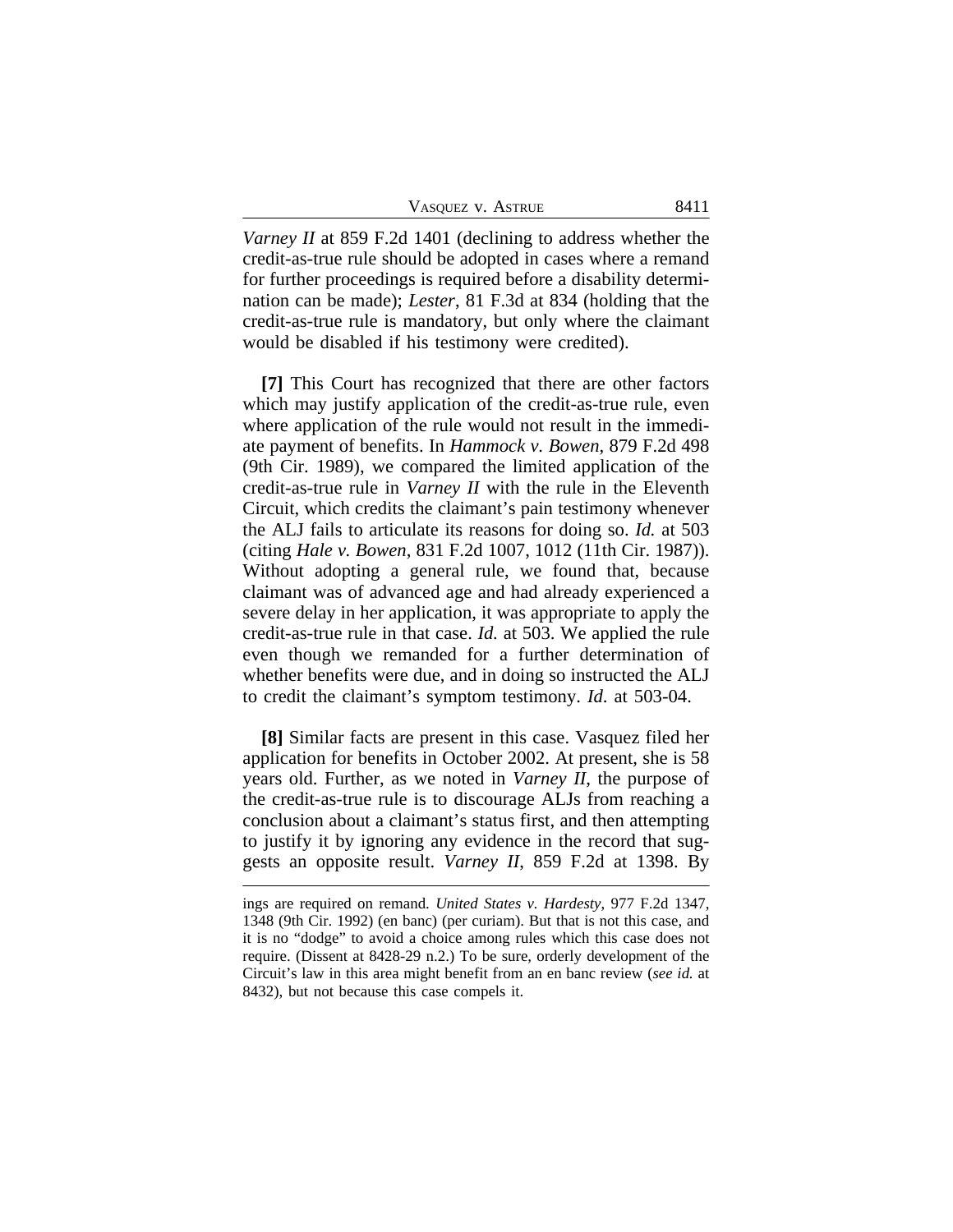*Varney II* at 859 F.2d 1401 (declining to address whether the credit-as-true rule should be adopted in cases where a remand for further proceedings is required before a disability determination can be made); *Lester*, 81 F.3d at 834 (holding that the credit-as-true rule is mandatory, but only where the claimant would be disabled if his testimony were credited).

**[7]** This Court has recognized that there are other factors which may justify application of the credit-as-true rule, even where application of the rule would not result in the immediate payment of benefits. In *Hammock v. Bowen*, 879 F.2d 498 (9th Cir. 1989), we compared the limited application of the credit-as-true rule in *Varney II* with the rule in the Eleventh Circuit, which credits the claimant's pain testimony whenever the ALJ fails to articulate its reasons for doing so. *Id.* at 503 (citing *Hale v. Bowen*, 831 F.2d 1007, 1012 (11th Cir. 1987)). Without adopting a general rule, we found that, because claimant was of advanced age and had already experienced a severe delay in her application, it was appropriate to apply the credit-as-true rule in that case. *Id.* at 503. We applied the rule even though we remanded for a further determination of whether benefits were due, and in doing so instructed the ALJ to credit the claimant's symptom testimony. *Id*. at 503-04.

**[8]** Similar facts are present in this case. Vasquez filed her application for benefits in October 2002. At present, she is 58 years old. Further, as we noted in *Varney II*, the purpose of the credit-as-true rule is to discourage ALJs from reaching a conclusion about a claimant's status first, and then attempting to justify it by ignoring any evidence in the record that suggests an opposite result. *Varney II*, 859 F.2d at 1398. By

ings are required on remand. *United States v. Hardesty*, 977 F.2d 1347, 1348 (9th Cir. 1992) (en banc) (per curiam). But that is not this case, and it is no "dodge" to avoid a choice among rules which this case does not require. (Dissent at 8428-29 n.2.) To be sure, orderly development of the Circuit's law in this area might benefit from an en banc review (*see id.* at 8432), but not because this case compels it.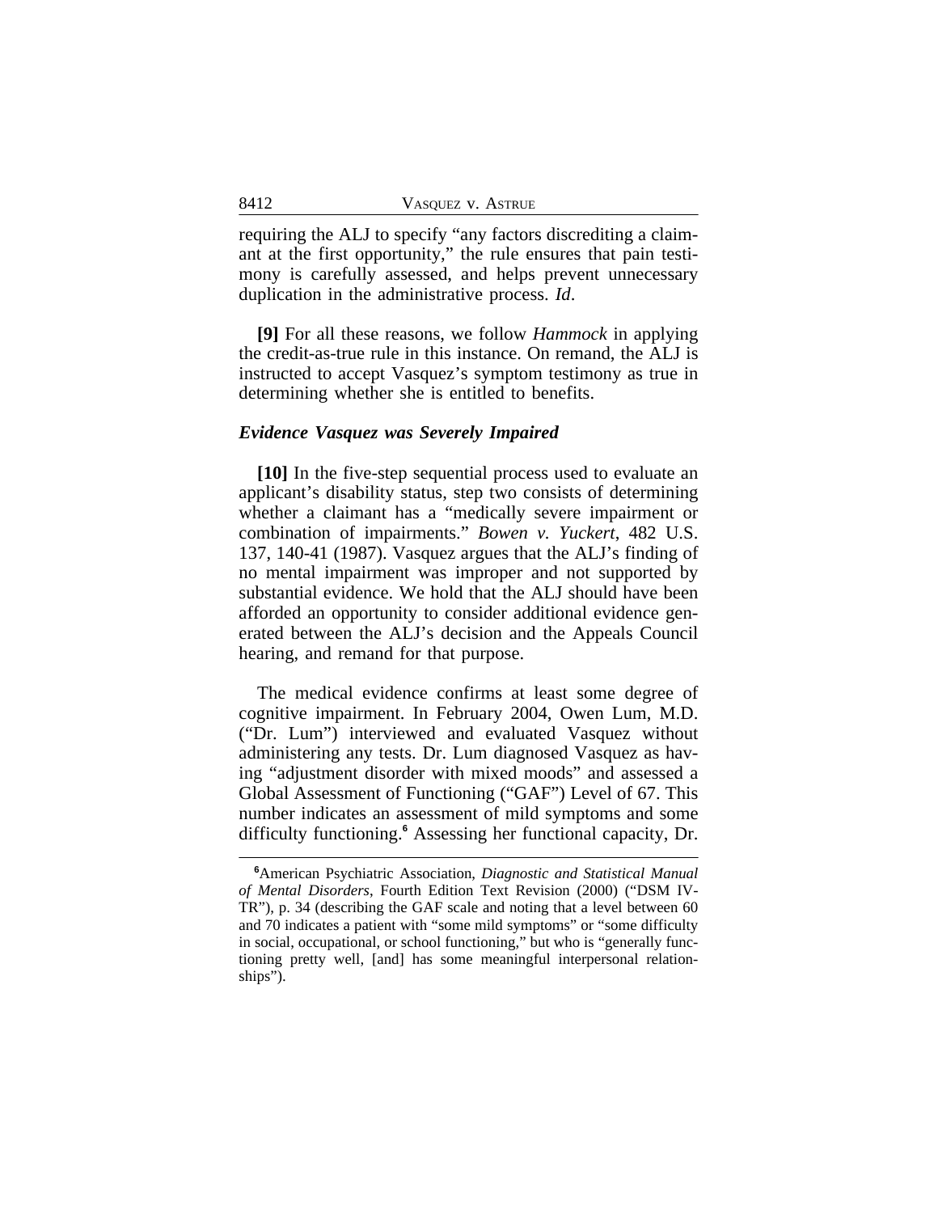requiring the ALJ to specify "any factors discrediting a claimant at the first opportunity," the rule ensures that pain testimony is carefully assessed, and helps prevent unnecessary duplication in the administrative process. *Id*.

**[9]** For all these reasons, we follow *Hammock* in applying the credit-as-true rule in this instance. On remand, the ALJ is instructed to accept Vasquez's symptom testimony as true in determining whether she is entitled to benefits.

### *Evidence Vasquez was Severely Impaired*

**[10]** In the five-step sequential process used to evaluate an applicant's disability status, step two consists of determining whether a claimant has a "medically severe impairment or combination of impairments." *Bowen v. Yuckert*, 482 U.S. 137, 140-41 (1987). Vasquez argues that the ALJ's finding of no mental impairment was improper and not supported by substantial evidence. We hold that the ALJ should have been afforded an opportunity to consider additional evidence generated between the ALJ's decision and the Appeals Council hearing, and remand for that purpose.

The medical evidence confirms at least some degree of cognitive impairment. In February 2004, Owen Lum, M.D. ("Dr. Lum") interviewed and evaluated Vasquez without administering any tests. Dr. Lum diagnosed Vasquez as having "adjustment disorder with mixed moods" and assessed a Global Assessment of Functioning ("GAF") Level of 67. This number indicates an assessment of mild symptoms and some difficulty functioning.[6] Assessing her functional capacity, Dr.

---

[6]American Psychiatric Association, *Diagnostic and Statistical Manual of Mental Disorders*, Fourth Edition Text Revision (2000) ("DSM IV-TR"), p. 34 (describing the GAF scale and noting that a level between 60 and 70 indicates a patient with "some mild symptoms" or "some difficulty in social, occupational, or school functioning," but who is "generally functioning pretty well, [and] has some meaningful interpersonal relationships").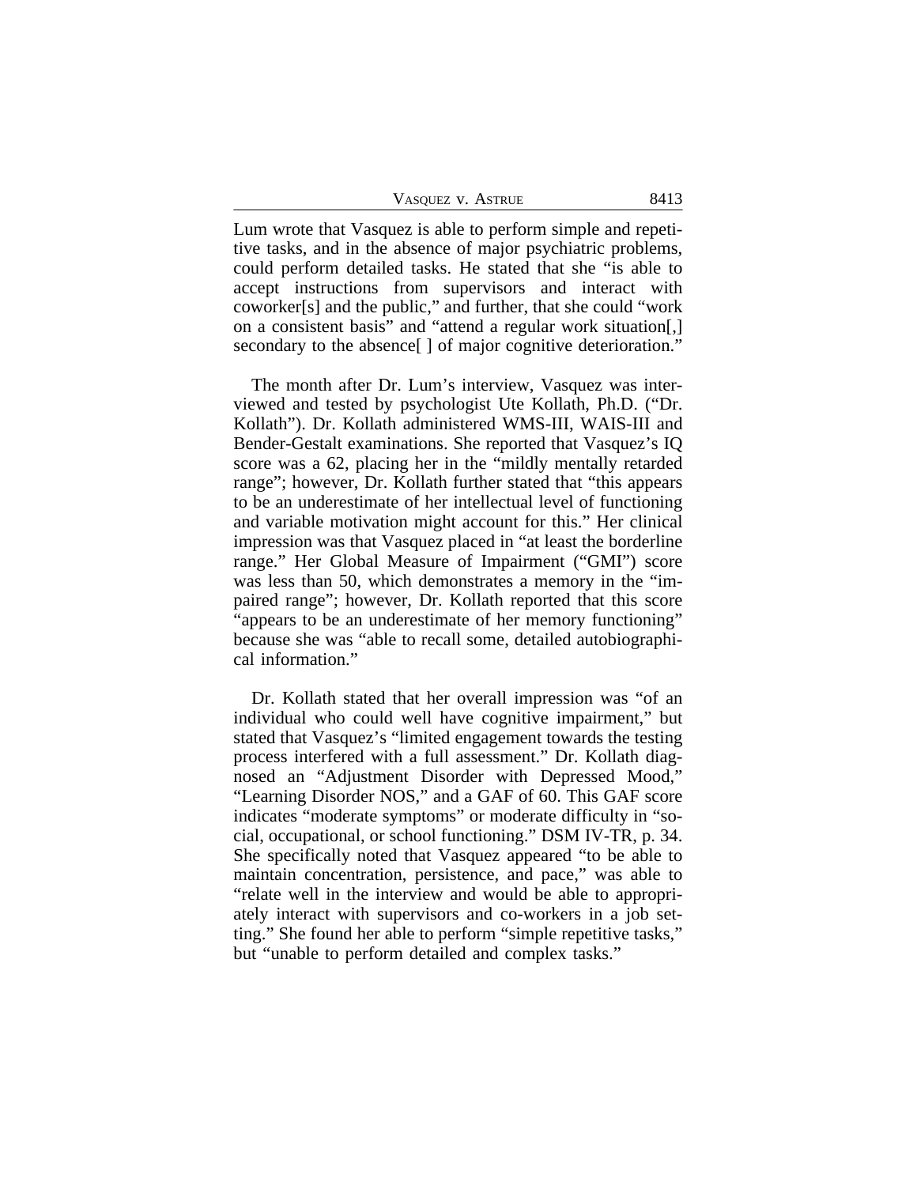Lum wrote that Vasquez is able to perform simple and repetitive tasks, and in the absence of major psychiatric problems, could perform detailed tasks. He stated that she "is able to accept instructions from supervisors and interact with coworker[s] and the public," and further, that she could "work on a consistent basis" and "attend a regular work situation[,] secondary to the absence[ ] of major cognitive deterioration."

The month after Dr. Lum's interview, Vasquez was interviewed and tested by psychologist Ute Kollath, Ph.D. ("Dr. Kollath"). Dr. Kollath administered WMS-III, WAIS-III and Bender-Gestalt examinations. She reported that Vasquez's IQ score was a 62, placing her in the "mildly mentally retarded range"; however, Dr. Kollath further stated that "this appears to be an underestimate of her intellectual level of functioning and variable motivation might account for this." Her clinical impression was that Vasquez placed in "at least the borderline range." Her Global Measure of Impairment ("GMI") score was less than 50, which demonstrates a memory in the "impaired range"; however, Dr. Kollath reported that this score "appears to be an underestimate of her memory functioning" because she was "able to recall some, detailed autobiographical information."

Dr. Kollath stated that her overall impression was "of an individual who could well have cognitive impairment," but stated that Vasquez's "limited engagement towards the testing process interfered with a full assessment." Dr. Kollath diagnosed an "Adjustment Disorder with Depressed Mood," "Learning Disorder NOS," and a GAF of 60. This GAF score indicates "moderate symptoms" or moderate difficulty in "social, occupational, or school functioning." DSM IV-TR, p. 34. She specifically noted that Vasquez appeared "to be able to maintain concentration, persistence, and pace," was able to "relate well in the interview and would be able to appropriately interact with supervisors and co-workers in a job setting." She found her able to perform "simple repetitive tasks," but "unable to perform detailed and complex tasks."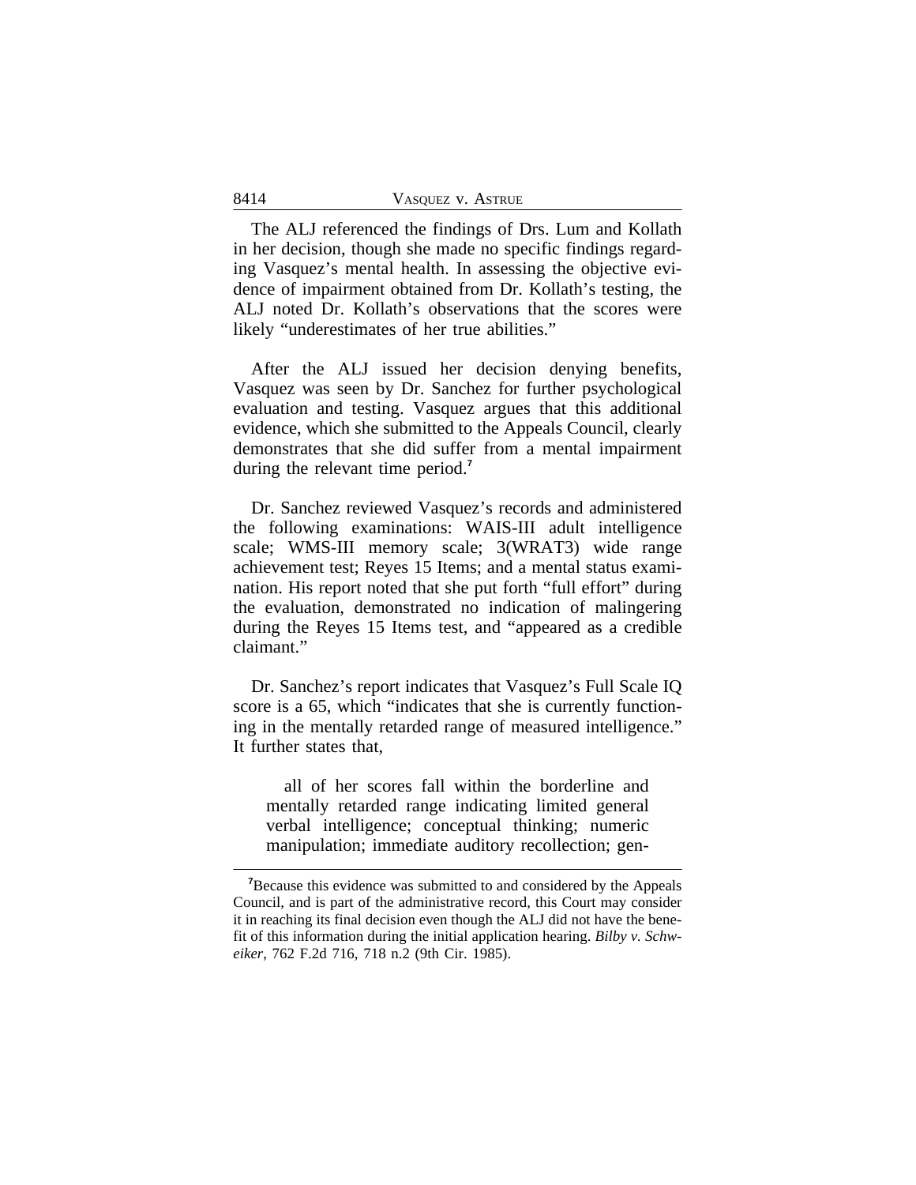The ALJ referenced the findings of Drs. Lum and Kollath in her decision, though she made no specific findings regarding Vasquez's mental health. In assessing the objective evidence of impairment obtained from Dr. Kollath's testing, the ALJ noted Dr. Kollath's observations that the scores were likely "underestimates of her true abilities."

After the ALJ issued her decision denying benefits, Vasquez was seen by Dr. Sanchez for further psychological evaluation and testing. Vasquez argues that this additional evidence, which she submitted to the Appeals Council, clearly demonstrates that she did suffer from a mental impairment during the relevant time period.[7]

Dr. Sanchez reviewed Vasquez's records and administered the following examinations: WAIS-III adult intelligence scale; WMS-III memory scale; 3(WRAT3) wide range achievement test; Reyes 15 Items; and a mental status examination. His report noted that she put forth "full effort" during the evaluation, demonstrated no indication of malingering during the Reyes 15 Items test, and "appeared as a credible claimant."

Dr. Sanchez's report indicates that Vasquez's Full Scale IQ score is a 65, which "indicates that she is currently functioning in the mentally retarded range of measured intelligence." It further states that,

> all of her scores fall within the borderline and mentally retarded range indicating limited general verbal intelligence; conceptual thinking; numeric manipulation; immediate auditory recollection; gen-

---

[7]Because this evidence was submitted to and considered by the Appeals Council, and is part of the administrative record, this Court may consider it in reaching its final decision even though the ALJ did not have the benefit of this information during the initial application hearing. *Bilby v. Schweiker*, 762 F.2d 716, 718 n.2 (9th Cir. 1985).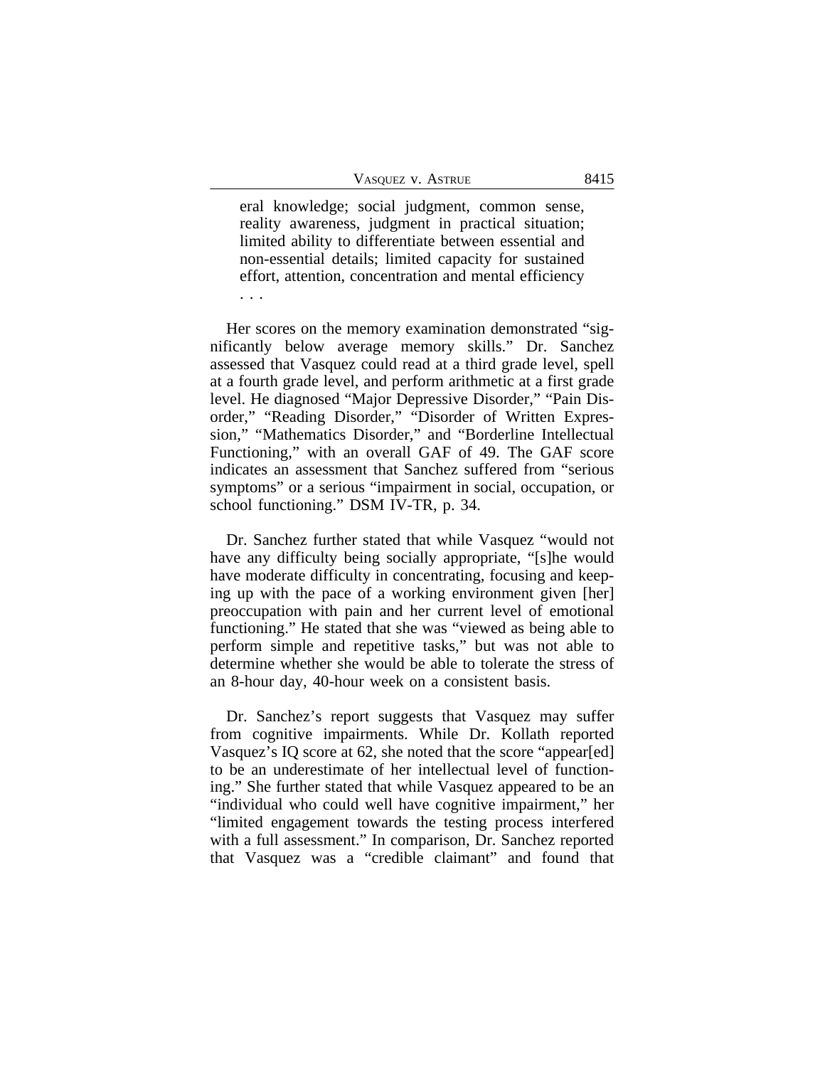> eral knowledge; social judgment, common sense, reality awareness, judgment in practical situation; limited ability to differentiate between essential and non-essential details; limited capacity for sustained effort, attention, concentration and mental efficiency . . .

Her scores on the memory examination demonstrated "significantly below average memory skills." Dr. Sanchez assessed that Vasquez could read at a third grade level, spell at a fourth grade level, and perform arithmetic at a first grade level. He diagnosed "Major Depressive Disorder," "Pain Disorder," "Reading Disorder," "Disorder of Written Expression," "Mathematics Disorder," and "Borderline Intellectual Functioning," with an overall GAF of 49. The GAF score indicates an assessment that Sanchez suffered from "serious symptoms" or a serious "impairment in social, occupation, or school functioning." DSM IV-TR, p. 34.

Dr. Sanchez further stated that while Vasquez "would not have any difficulty being socially appropriate, "[s]he would have moderate difficulty in concentrating, focusing and keeping up with the pace of a working environment given [her] preoccupation with pain and her current level of emotional functioning." He stated that she was "viewed as being able to perform simple and repetitive tasks," but was not able to determine whether she would be able to tolerate the stress of an 8-hour day, 40-hour week on a consistent basis.

Dr. Sanchez's report suggests that Vasquez may suffer from cognitive impairments. While Dr. Kollath reported Vasquez's IQ score at 62, she noted that the score "appear[ed] to be an underestimate of her intellectual level of functioning." She further stated that while Vasquez appeared to be an "individual who could well have cognitive impairment," her "limited engagement towards the testing process interfered with a full assessment." In comparison, Dr. Sanchez reported that Vasquez was a "credible claimant" and found that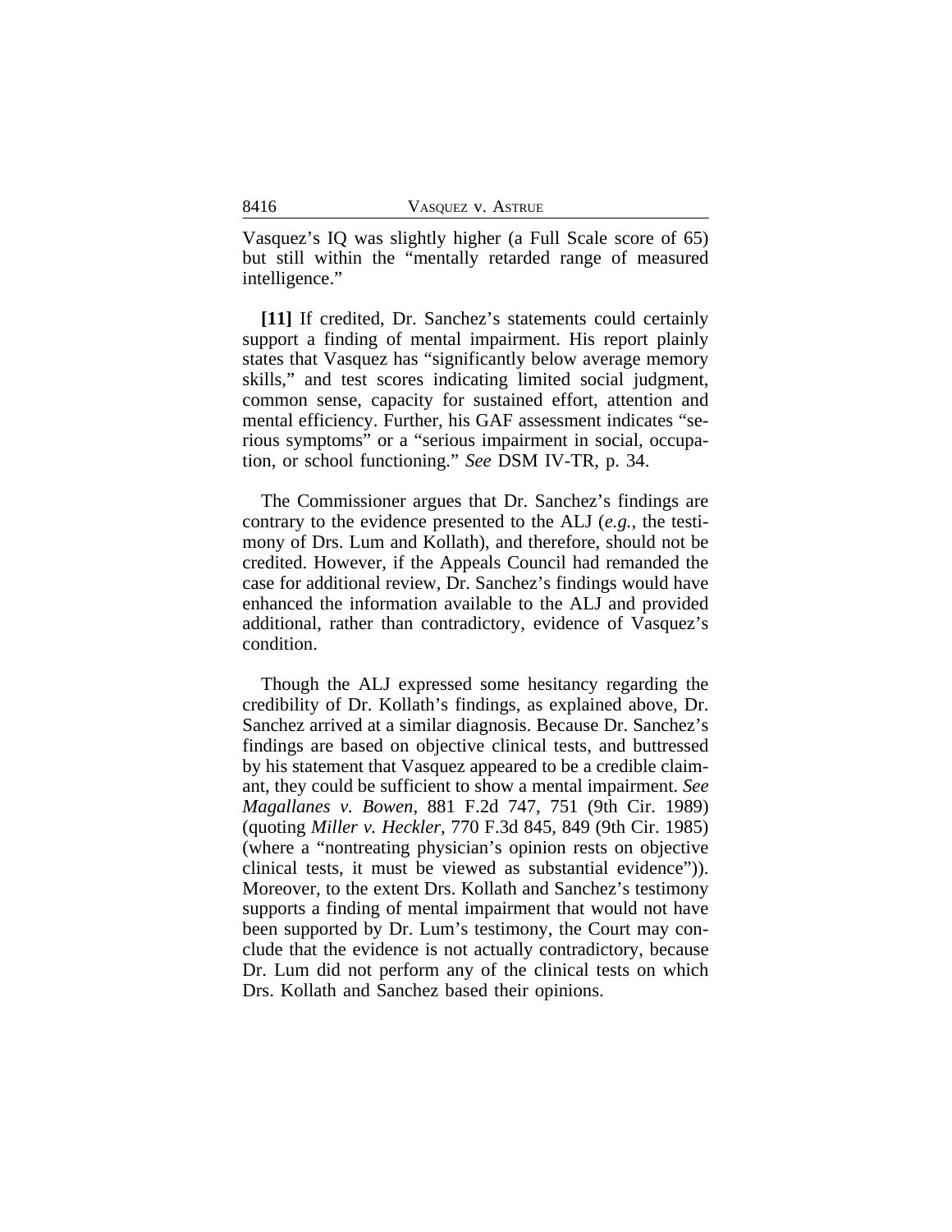Vasquez's IQ was slightly higher (a Full Scale score of 65) but still within the "mentally retarded range of measured intelligence."

**[11]** If credited, Dr. Sanchez's statements could certainly support a finding of mental impairment. His report plainly states that Vasquez has "significantly below average memory skills," and test scores indicating limited social judgment, common sense, capacity for sustained effort, attention and mental efficiency. Further, his GAF assessment indicates "serious symptoms" or a "serious impairment in social, occupation, or school functioning." *See* DSM IV-TR, p. 34.

The Commissioner argues that Dr. Sanchez's findings are contrary to the evidence presented to the ALJ (*e.g.*, the testimony of Drs. Lum and Kollath), and therefore, should not be credited. However, if the Appeals Council had remanded the case for additional review, Dr. Sanchez's findings would have enhanced the information available to the ALJ and provided additional, rather than contradictory, evidence of Vasquez's condition.

Though the ALJ expressed some hesitancy regarding the credibility of Dr. Kollath's findings, as explained above, Dr. Sanchez arrived at a similar diagnosis. Because Dr. Sanchez's findings are based on objective clinical tests, and buttressed by his statement that Vasquez appeared to be a credible claimant, they could be sufficient to show a mental impairment. *See Magallanes v. Bowen*, 881 F.2d 747, 751 (9th Cir. 1989) (quoting *Miller v. Heckler*, 770 F.3d 845, 849 (9th Cir. 1985) (where a "nontreating physician's opinion rests on objective clinical tests, it must be viewed as substantial evidence")). Moreover, to the extent Drs. Kollath and Sanchez's testimony supports a finding of mental impairment that would not have been supported by Dr. Lum's testimony, the Court may conclude that the evidence is not actually contradictory, because Dr. Lum did not perform any of the clinical tests on which Drs. Kollath and Sanchez based their opinions.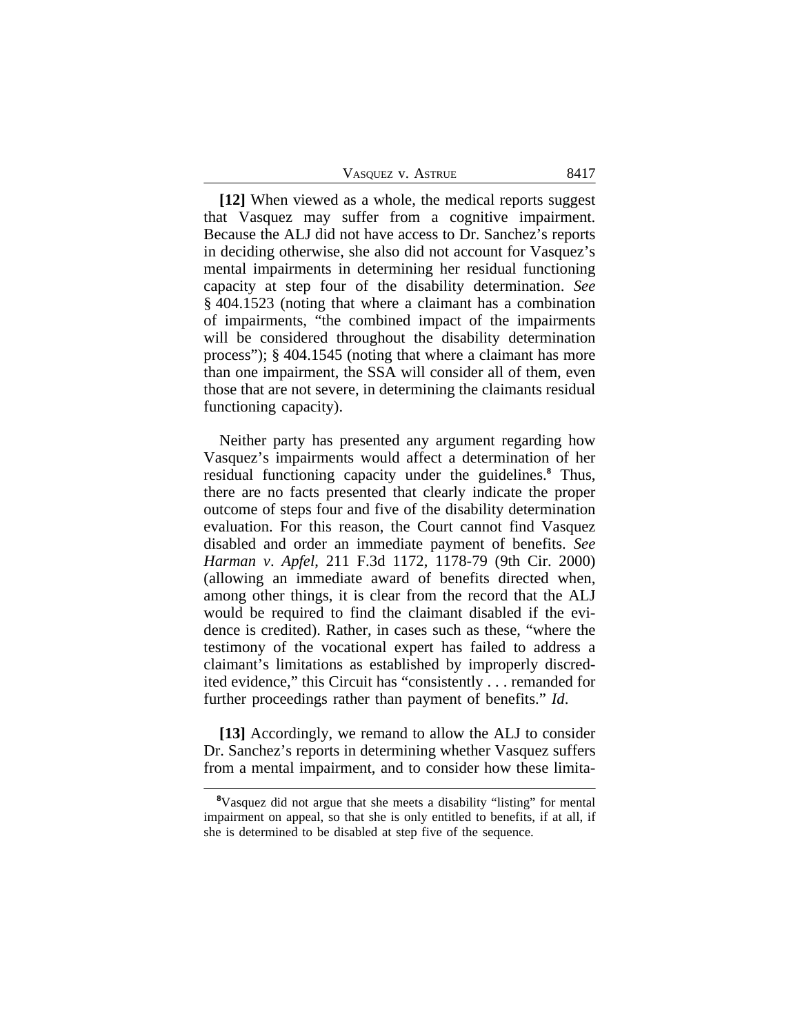**[12]** When viewed as a whole, the medical reports suggest that Vasquez may suffer from a cognitive impairment. Because the ALJ did not have access to Dr. Sanchez's reports in deciding otherwise, she also did not account for Vasquez's mental impairments in determining her residual functioning capacity at step four of the disability determination. *See* § 404.1523 (noting that where a claimant has a combination of impairments, "the combined impact of the impairments will be considered throughout the disability determination process"); § 404.1545 (noting that where a claimant has more than one impairment, the SSA will consider all of them, even those that are not severe, in determining the claimants residual functioning capacity).

Neither party has presented any argument regarding how Vasquez's impairments would affect a determination of her residual functioning capacity under the guidelines.[8] Thus, there are no facts presented that clearly indicate the proper outcome of steps four and five of the disability determination evaluation. For this reason, the Court cannot find Vasquez disabled and order an immediate payment of benefits. *See Harman v. Apfel*, 211 F.3d 1172, 1178-79 (9th Cir. 2000) (allowing an immediate award of benefits directed when, among other things, it is clear from the record that the ALJ would be required to find the claimant disabled if the evidence is credited). Rather, in cases such as these, "where the testimony of the vocational expert has failed to address a claimant's limitations as established by improperly discredited evidence," this Circuit has "consistently . . . remanded for further proceedings rather than payment of benefits." *Id*.

**[13]** Accordingly, we remand to allow the ALJ to consider Dr. Sanchez's reports in determining whether Vasquez suffers from a mental impairment, and to consider how these limita-

[8]Vasquez did not argue that she meets a disability "listing" for mental impairment on appeal, so that she is only entitled to benefits, if at all, if she is determined to be disabled at step five of the sequence.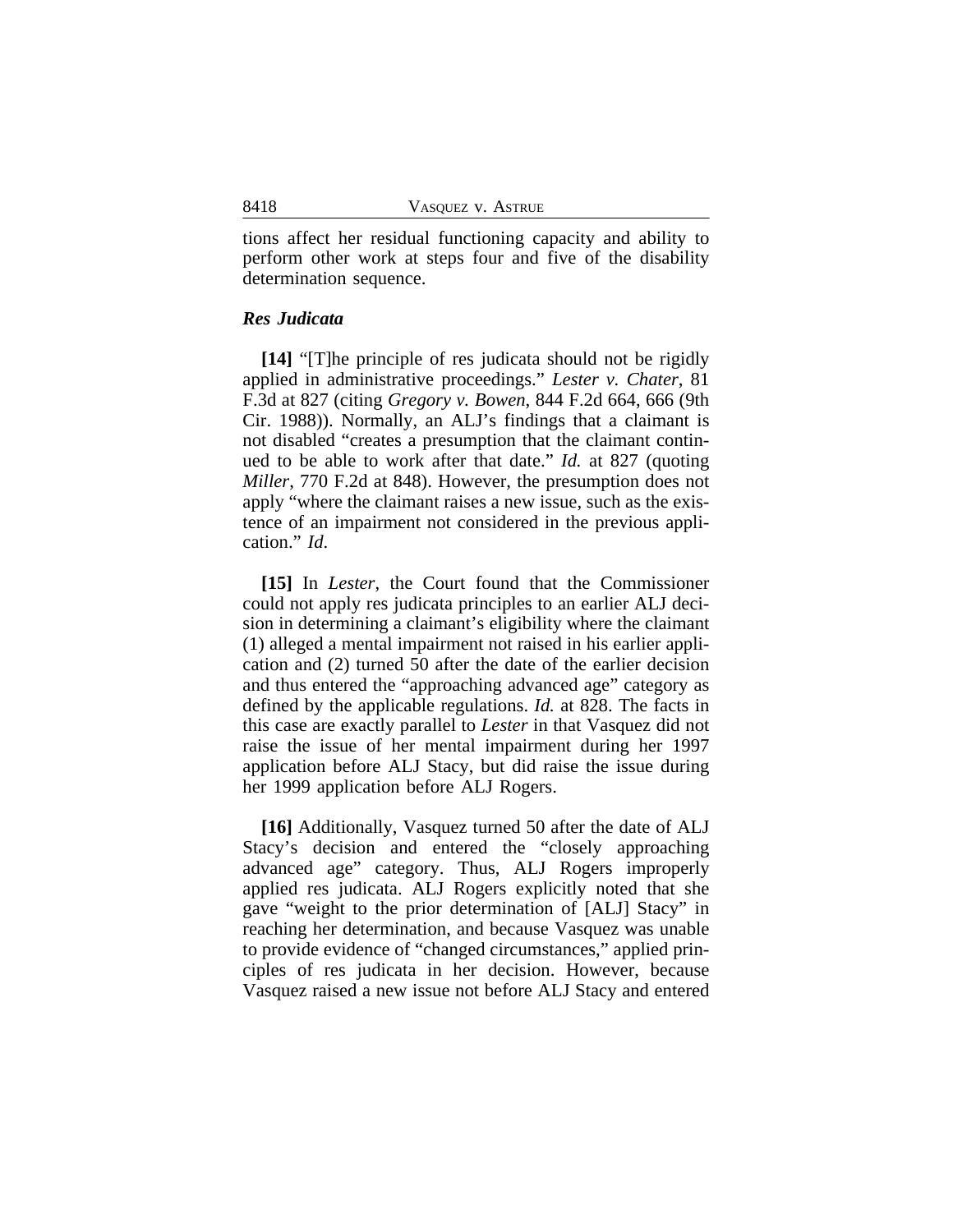tions affect her residual functioning capacity and ability to perform other work at steps four and five of the disability determination sequence.

### *Res Judicata*

**[14]** "[T]he principle of res judicata should not be rigidly applied in administrative proceedings." *Lester v. Chater*, 81 F.3d at 827 (citing *Gregory v. Bowen*, 844 F.2d 664, 666 (9th Cir. 1988)). Normally, an ALJ's findings that a claimant is not disabled "creates a presumption that the claimant continued to be able to work after that date." *Id.* at 827 (quoting *Miller*, 770 F.2d at 848). However, the presumption does not apply "where the claimant raises a new issue, such as the existence of an impairment not considered in the previous application." *Id.*

**[15]** In *Lester*, the Court found that the Commissioner could not apply res judicata principles to an earlier ALJ decision in determining a claimant's eligibility where the claimant (1) alleged a mental impairment not raised in his earlier application and (2) turned 50 after the date of the earlier decision and thus entered the "approaching advanced age" category as defined by the applicable regulations. *Id.* at 828. The facts in this case are exactly parallel to *Lester* in that Vasquez did not raise the issue of her mental impairment during her 1997 application before ALJ Stacy, but did raise the issue during her 1999 application before ALJ Rogers.

**[16]** Additionally, Vasquez turned 50 after the date of ALJ Stacy's decision and entered the "closely approaching advanced age" category. Thus, ALJ Rogers improperly applied res judicata. ALJ Rogers explicitly noted that she gave "weight to the prior determination of [ALJ] Stacy" in reaching her determination, and because Vasquez was unable to provide evidence of "changed circumstances," applied principles of res judicata in her decision. However, because Vasquez raised a new issue not before ALJ Stacy and entered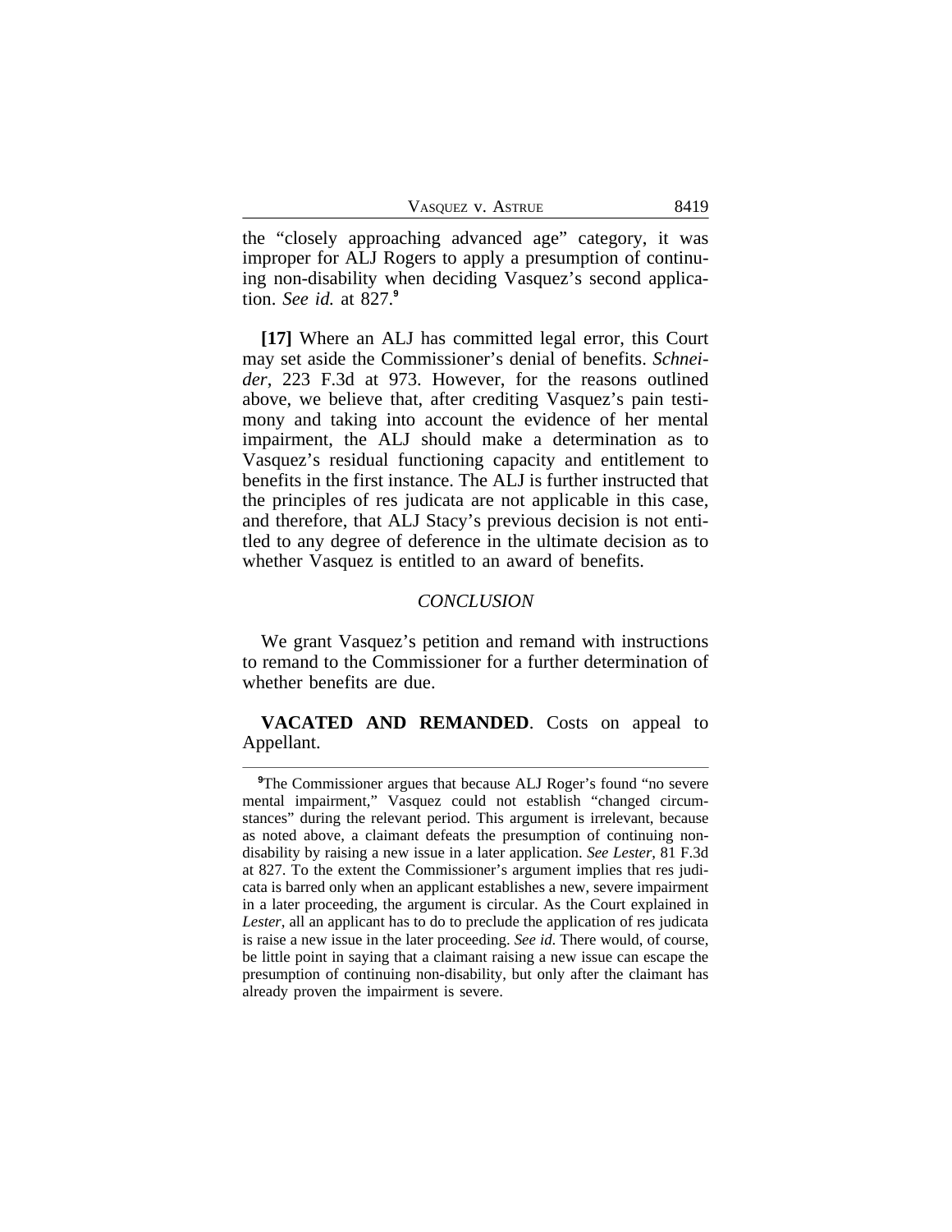the "closely approaching advanced age" category, it was improper for ALJ Rogers to apply a presumption of continuing non-disability when deciding Vasquez's second application. *See id.* at 827.[9]

**[17]** Where an ALJ has committed legal error, this Court may set aside the Commissioner's denial of benefits. *Schneider*, 223 F.3d at 973. However, for the reasons outlined above, we believe that, after crediting Vasquez's pain testimony and taking into account the evidence of her mental impairment, the ALJ should make a determination as to Vasquez's residual functioning capacity and entitlement to benefits in the first instance. The ALJ is further instructed that the principles of res judicata are not applicable in this case, and therefore, that ALJ Stacy's previous decision is not entitled to any degree of deference in the ultimate decision as to whether Vasquez is entitled to an award of benefits.

## *CONCLUSION*

We grant Vasquez's petition and remand with instructions to remand to the Commissioner for a further determination of whether benefits are due.

**VACATED AND REMANDED**. Costs on appeal to Appellant.

---

[9]The Commissioner argues that because ALJ Roger's found "no severe mental impairment," Vasquez could not establish "changed circumstances" during the relevant period. This argument is irrelevant, because as noted above, a claimant defeats the presumption of continuing non-disability by raising a new issue in a later application. *See Lester*, 81 F.3d at 827. To the extent the Commissioner's argument implies that res judicata is barred only when an applicant establishes a new, severe impairment in a later proceeding, the argument is circular. As the Court explained in *Lester*, all an applicant has to do to preclude the application of res judicata is raise a new issue in the later proceeding. *See id*. There would, of course, be little point in saying that a claimant raising a new issue can escape the presumption of continuing non-disability, but only after the claimant has already proven the impairment is severe.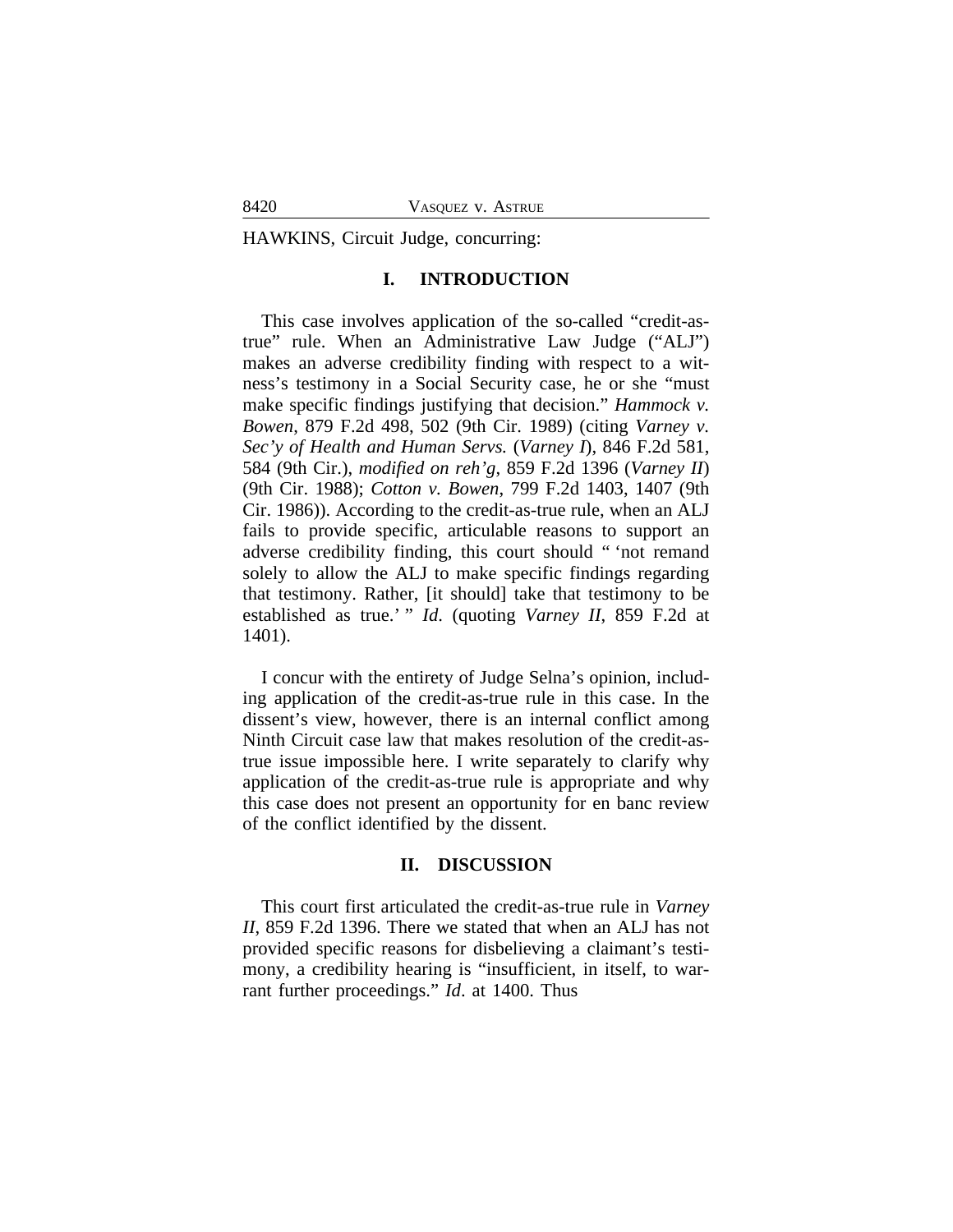HAWKINS, Circuit Judge, concurring:

## I. INTRODUCTION

This case involves application of the so-called "credit-as-true" rule. When an Administrative Law Judge ("ALJ") makes an adverse credibility finding with respect to a witness's testimony in a Social Security case, he or she "must make specific findings justifying that decision." *Hammock v. Bowen*, 879 F.2d 498, 502 (9th Cir. 1989) (citing *Varney v. Sec'y of Health and Human Servs.* (*Varney I*), 846 F.2d 581, 584 (9th Cir.), *modified on reh'g*, 859 F.2d 1396 (*Varney II*) (9th Cir. 1988); *Cotton v. Bowen*, 799 F.2d 1403, 1407 (9th Cir. 1986)). According to the credit-as-true rule, when an ALJ fails to provide specific, articulable reasons to support an adverse credibility finding, this court should " 'not remand solely to allow the ALJ to make specific findings regarding that testimony. Rather, [it should] take that testimony to be established as true.' " *Id*. (quoting *Varney II*, 859 F.2d at 1401).

I concur with the entirety of Judge Selna's opinion, including application of the credit-as-true rule in this case. In the dissent's view, however, there is an internal conflict among Ninth Circuit case law that makes resolution of the credit-as-true issue impossible here. I write separately to clarify why application of the credit-as-true rule is appropriate and why this case does not present an opportunity for en banc review of the conflict identified by the dissent.

## II. DISCUSSION

This court first articulated the credit-as-true rule in *Varney II*, 859 F.2d 1396. There we stated that when an ALJ has not provided specific reasons for disbelieving a claimant's testimony, a credibility hearing is "insufficient, in itself, to warrant further proceedings." *Id*. at 1400. Thus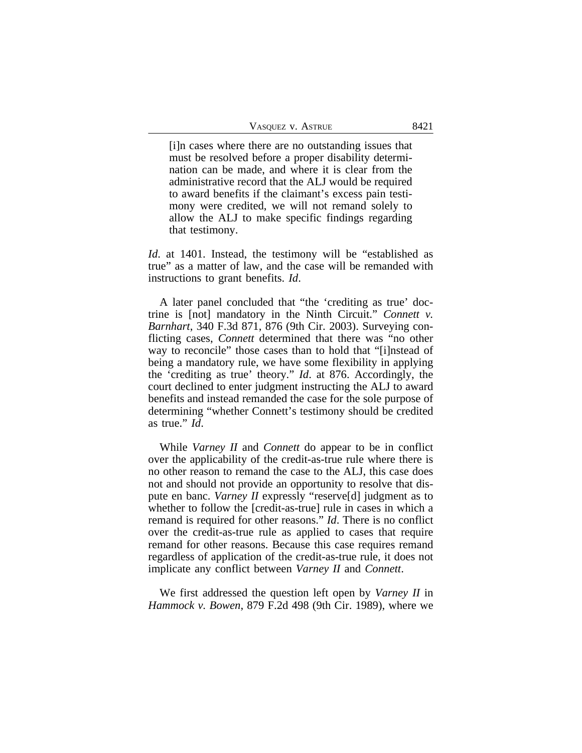> [i]n cases where there are no outstanding issues that must be resolved before a proper disability determination can be made, and where it is clear from the administrative record that the ALJ would be required to award benefits if the claimant's excess pain testimony were credited, we will not remand solely to allow the ALJ to make specific findings regarding that testimony.

*Id*. at 1401. Instead, the testimony will be "established as true" as a matter of law, and the case will be remanded with instructions to grant benefits. *Id*.

A later panel concluded that "the 'crediting as true' doctrine is [not] mandatory in the Ninth Circuit." *Connett v. Barnhart*, 340 F.3d 871, 876 (9th Cir. 2003). Surveying conflicting cases, *Connett* determined that there was "no other way to reconcile" those cases than to hold that "[i]nstead of being a mandatory rule, we have some flexibility in applying the 'crediting as true' theory." *Id*. at 876. Accordingly, the court declined to enter judgment instructing the ALJ to award benefits and instead remanded the case for the sole purpose of determining "whether Connett's testimony should be credited as true." *Id*.

While *Varney II* and *Connett* do appear to be in conflict over the applicability of the credit-as-true rule where there is no other reason to remand the case to the ALJ, this case does not and should not provide an opportunity to resolve that dispute en banc. *Varney II* expressly "reserve[d] judgment as to whether to follow the [credit-as-true] rule in cases in which a remand is required for other reasons." *Id*. There is no conflict over the credit-as-true rule as applied to cases that require remand for other reasons. Because this case requires remand regardless of application of the credit-as-true rule, it does not implicate any conflict between *Varney II* and *Connett*.

We first addressed the question left open by *Varney II* in *Hammock v. Bowen*, 879 F.2d 498 (9th Cir. 1989), where we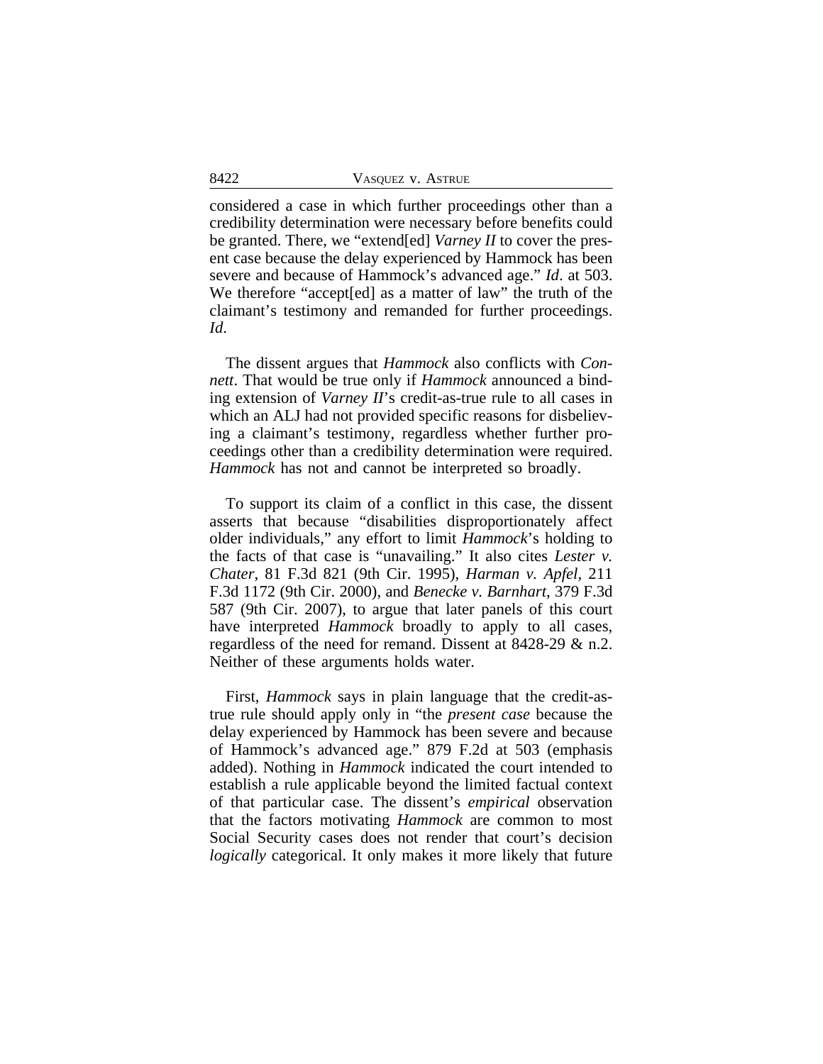considered a case in which further proceedings other than a credibility determination were necessary before benefits could be granted. There, we "extend[ed] *Varney II* to cover the present case because the delay experienced by Hammock has been severe and because of Hammock's advanced age." *Id*. at 503. We therefore "accept[ed] as a matter of law" the truth of the claimant's testimony and remanded for further proceedings. *Id*.

The dissent argues that *Hammock* also conflicts with *Connett*. That would be true only if *Hammock* announced a binding extension of *Varney II*'s credit-as-true rule to all cases in which an ALJ had not provided specific reasons for disbelieving a claimant's testimony, regardless whether further proceedings other than a credibility determination were required. *Hammock* has not and cannot be interpreted so broadly.

To support its claim of a conflict in this case, the dissent asserts that because "disabilities disproportionately affect older individuals," any effort to limit *Hammock*'s holding to the facts of that case is "unavailing." It also cites *Lester v. Chater*, 81 F.3d 821 (9th Cir. 1995), *Harman v. Apfel*, 211 F.3d 1172 (9th Cir. 2000), and *Benecke v. Barnhart*, 379 F.3d 587 (9th Cir. 2007), to argue that later panels of this court have interpreted *Hammock* broadly to apply to all cases, regardless of the need for remand. Dissent at 8428-29 & n.2. Neither of these arguments holds water.

First, *Hammock* says in plain language that the credit-as-true rule should apply only in "the *present case* because the delay experienced by Hammock has been severe and because of Hammock's advanced age." 879 F.2d at 503 (emphasis added). Nothing in *Hammock* indicated the court intended to establish a rule applicable beyond the limited factual context of that particular case. The dissent's *empirical* observation that the factors motivating *Hammock* are common to most Social Security cases does not render that court's decision *logically* categorical. It only makes it more likely that future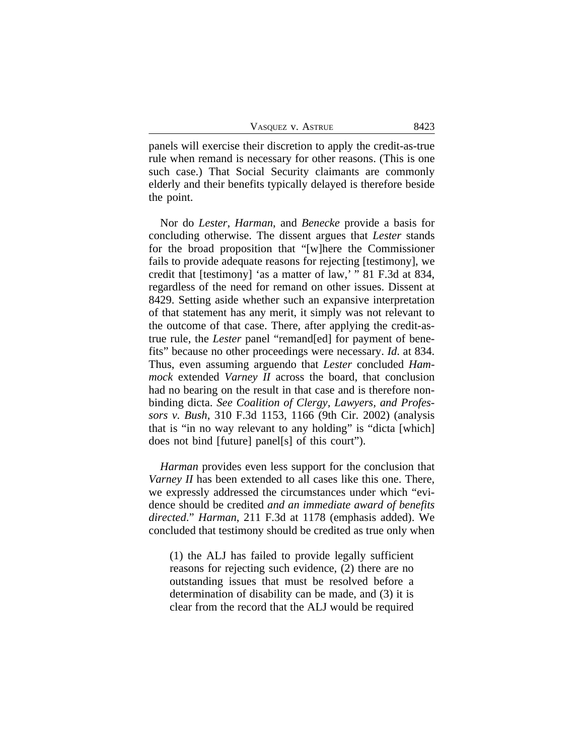panels will exercise their discretion to apply the credit-as-true rule when remand is necessary for other reasons. (This is one such case.) That Social Security claimants are commonly elderly and their benefits typically delayed is therefore beside the point.

Nor do *Lester*, *Harman*, and *Benecke* provide a basis for concluding otherwise. The dissent argues that *Lester* stands for the broad proposition that "[w]here the Commissioner fails to provide adequate reasons for rejecting [testimony], we credit that [testimony] 'as a matter of law,' " 81 F.3d at 834, regardless of the need for remand on other issues. Dissent at 8429. Setting aside whether such an expansive interpretation of that statement has any merit, it simply was not relevant to the outcome of that case. There, after applying the credit-as-true rule, the *Lester* panel "remand[ed] for payment of benefits" because no other proceedings were necessary. *Id*. at 834. Thus, even assuming arguendo that *Lester* concluded *Hammock* extended *Varney II* across the board, that conclusion had no bearing on the result in that case and is therefore non-binding dicta. *See Coalition of Clergy, Lawyers, and Professors v. Bush*, 310 F.3d 1153, 1166 (9th Cir. 2002) (analysis that is "in no way relevant to any holding" is "dicta [which] does not bind [future] panel[s] of this court").

*Harman* provides even less support for the conclusion that *Varney II* has been extended to all cases like this one. There, we expressly addressed the circumstances under which "evidence should be credited *and an immediate award of benefits directed*." *Harman*, 211 F.3d at 1178 (emphasis added). We concluded that testimony should be credited as true only when

> (1) the ALJ has failed to provide legally sufficient reasons for rejecting such evidence, (2) there are no outstanding issues that must be resolved before a determination of disability can be made, and (3) it is clear from the record that the ALJ would be required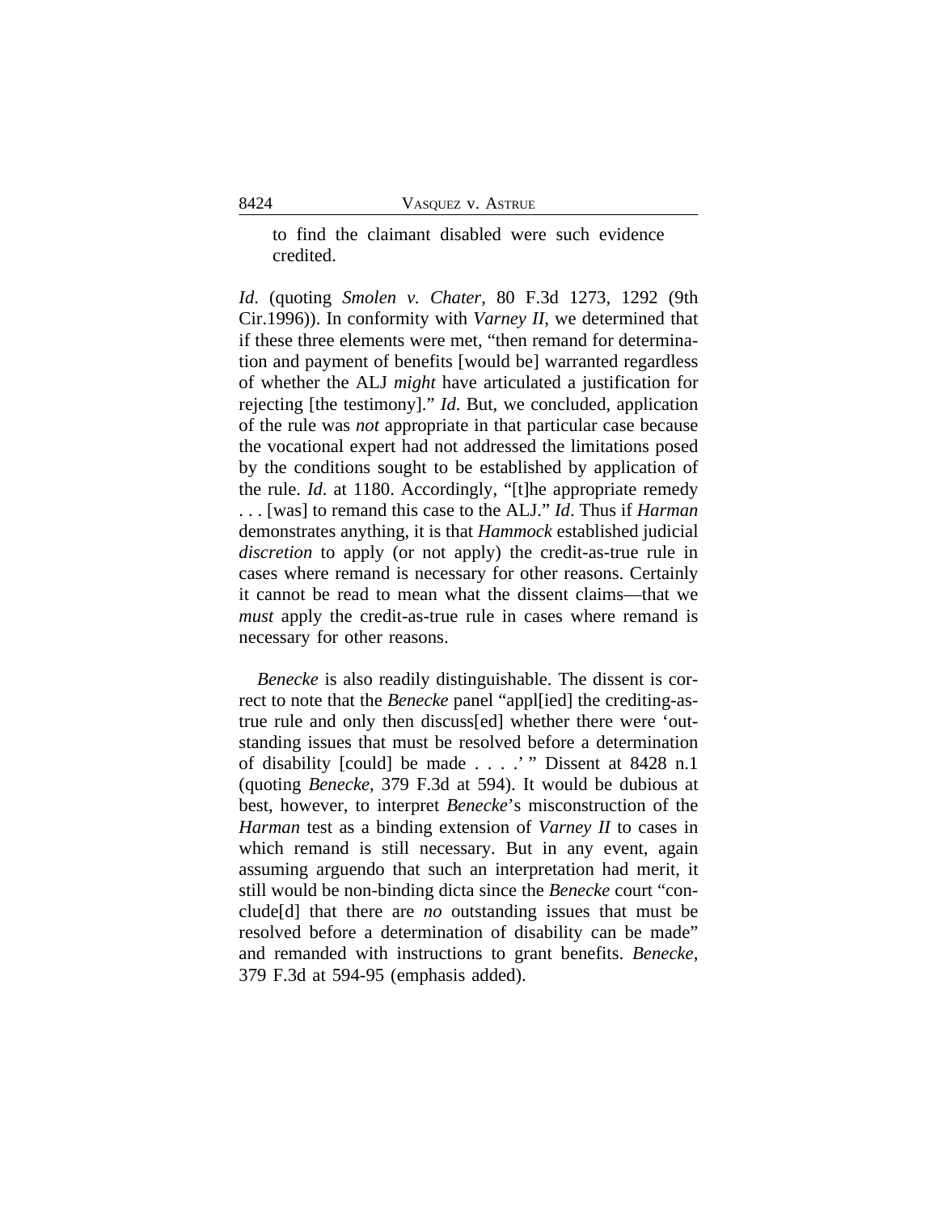to find the claimant disabled were such evidence credited.

*Id*. (quoting *Smolen v. Chater*, 80 F.3d 1273, 1292 (9th Cir.1996)). In conformity with *Varney II*, we determined that if these three elements were met, "then remand for determination and payment of benefits [would be] warranted regardless of whether the ALJ *might* have articulated a justification for rejecting [the testimony]." *Id*. But, we concluded, application of the rule was *not* appropriate in that particular case because the vocational expert had not addressed the limitations posed by the conditions sought to be established by application of the rule. *Id*. at 1180. Accordingly, "[t]he appropriate remedy . . . [was] to remand this case to the ALJ." *Id*. Thus if *Harman* demonstrates anything, it is that *Hammock* established judicial *discretion* to apply (or not apply) the credit-as-true rule in cases where remand is necessary for other reasons. Certainly it cannot be read to mean what the dissent claims—that we *must* apply the credit-as-true rule in cases where remand is necessary for other reasons.

*Benecke* is also readily distinguishable. The dissent is correct to note that the *Benecke* panel "appl[ied] the crediting-as-true rule and only then discuss[ed] whether there were 'outstanding issues that must be resolved before a determination of disability [could] be made . . . .' " Dissent at 8428 n.1 (quoting *Benecke*, 379 F.3d at 594). It would be dubious at best, however, to interpret *Benecke*'s misconstruction of the *Harman* test as a binding extension of *Varney II* to cases in which remand is still necessary. But in any event, again assuming arguendo that such an interpretation had merit, it still would be non-binding dicta since the *Benecke* court "conclude[d] that there are *no* outstanding issues that must be resolved before a determination of disability can be made" and remanded with instructions to grant benefits. *Benecke*, 379 F.3d at 594-95 (emphasis added).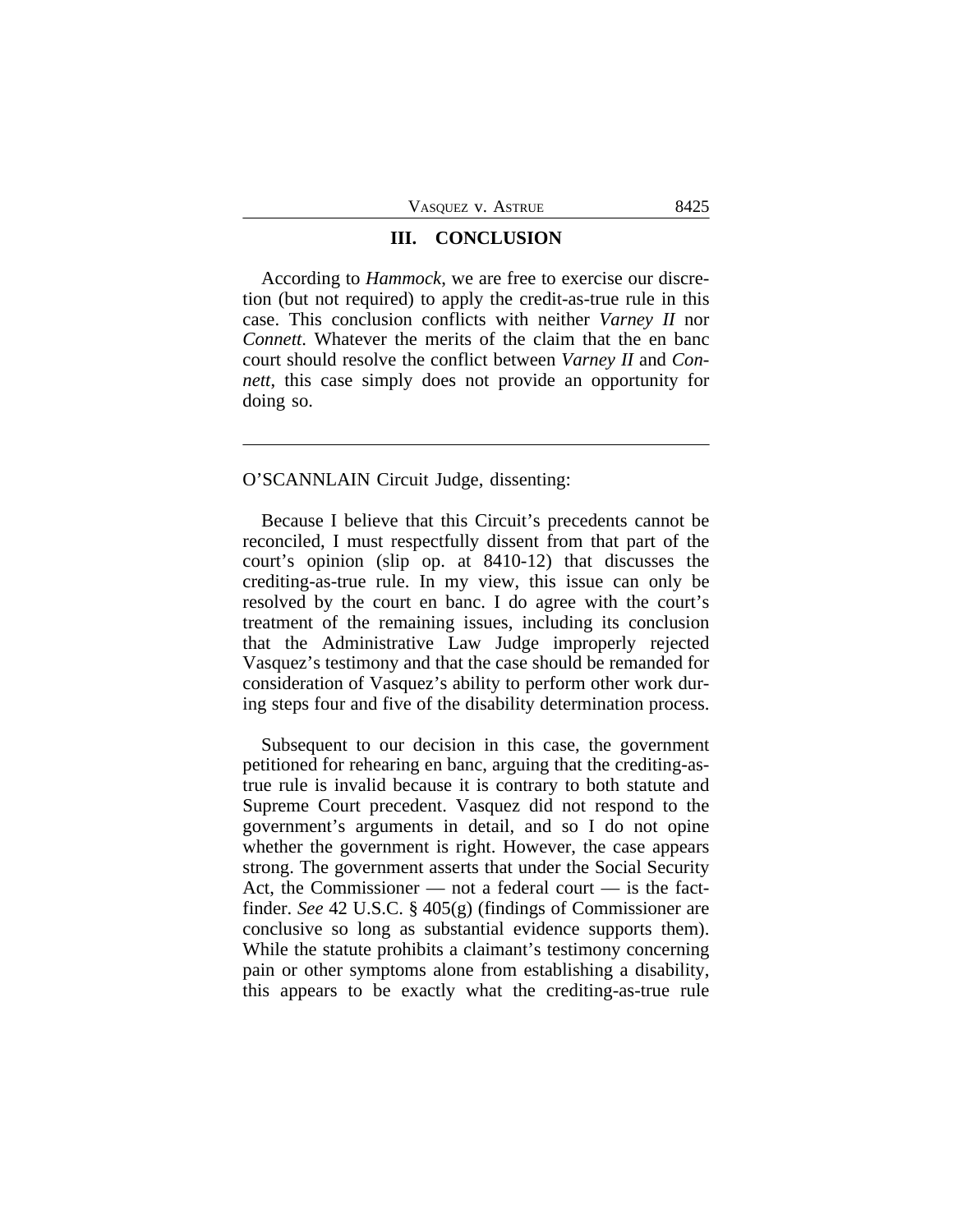## III. CONCLUSION

According to *Hammock*, we are free to exercise our discretion (but not required) to apply the credit-as-true rule in this case. This conclusion conflicts with neither *Varney II* nor *Connett*. Whatever the merits of the claim that the en banc court should resolve the conflict between *Varney II* and *Connett*, this case simply does not provide an opportunity for doing so.

---

O'SCANNLAIN Circuit Judge, dissenting:

Because I believe that this Circuit's precedents cannot be reconciled, I must respectfully dissent from that part of the court's opinion (slip op. at 8410-12) that discusses the crediting-as-true rule. In my view, this issue can only be resolved by the court en banc. I do agree with the court's treatment of the remaining issues, including its conclusion that the Administrative Law Judge improperly rejected Vasquez's testimony and that the case should be remanded for consideration of Vasquez's ability to perform other work during steps four and five of the disability determination process.

Subsequent to our decision in this case, the government petitioned for rehearing en banc, arguing that the crediting-as-true rule is invalid because it is contrary to both statute and Supreme Court precedent. Vasquez did not respond to the government's arguments in detail, and so I do not opine whether the government is right. However, the case appears strong. The government asserts that under the Social Security Act, the Commissioner — not a federal court — is the fact-finder. *See* 42 U.S.C. § 405(g) (findings of Commissioner are conclusive so long as substantial evidence supports them). While the statute prohibits a claimant's testimony concerning pain or other symptoms alone from establishing a disability, this appears to be exactly what the crediting-as-true rule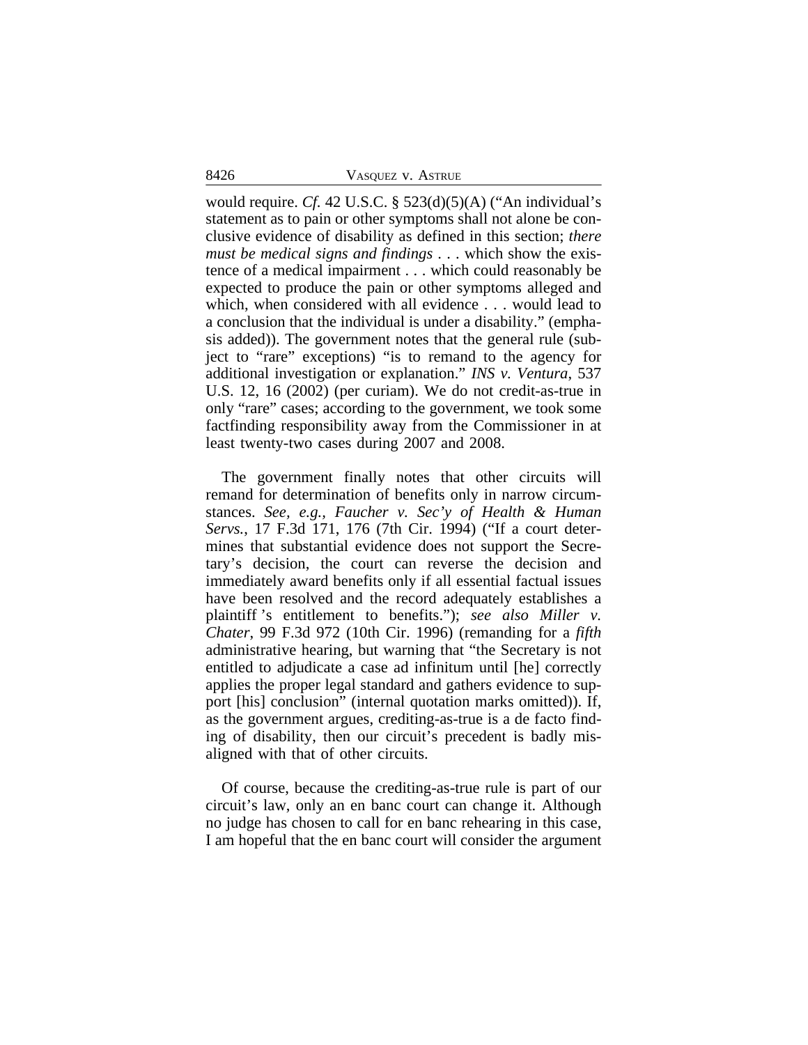would require. *Cf.* 42 U.S.C. § 523(d)(5)(A) ("An individual's statement as to pain or other symptoms shall not alone be conclusive evidence of disability as defined in this section; *there must be medical signs and findings* . . . which show the existence of a medical impairment . . . which could reasonably be expected to produce the pain or other symptoms alleged and which, when considered with all evidence . . . would lead to a conclusion that the individual is under a disability." (emphasis added)). The government notes that the general rule (subject to "rare" exceptions) "is to remand to the agency for additional investigation or explanation." *INS v. Ventura*, 537 U.S. 12, 16 (2002) (per curiam). We do not credit-as-true in only "rare" cases; according to the government, we took some factfinding responsibility away from the Commissioner in at least twenty-two cases during 2007 and 2008.

The government finally notes that other circuits will remand for determination of benefits only in narrow circumstances. *See, e.g.*, *Faucher v. Sec'y of Health & Human Servs.*, 17 F.3d 171, 176 (7th Cir. 1994) ("If a court determines that substantial evidence does not support the Secretary's decision, the court can reverse the decision and immediately award benefits only if all essential factual issues have been resolved and the record adequately establishes a plaintiff's entitlement to benefits."); *see also Miller v. Chater*, 99 F.3d 972 (10th Cir. 1996) (remanding for a *fifth* administrative hearing, but warning that "the Secretary is not entitled to adjudicate a case ad infinitum until [he] correctly applies the proper legal standard and gathers evidence to support [his] conclusion" (internal quotation marks omitted)). If, as the government argues, crediting-as-true is a de facto finding of disability, then our circuit's precedent is badly misaligned with that of other circuits.

Of course, because the crediting-as-true rule is part of our circuit's law, only an en banc court can change it. Although no judge has chosen to call for en banc rehearing in this case, I am hopeful that the en banc court will consider the argument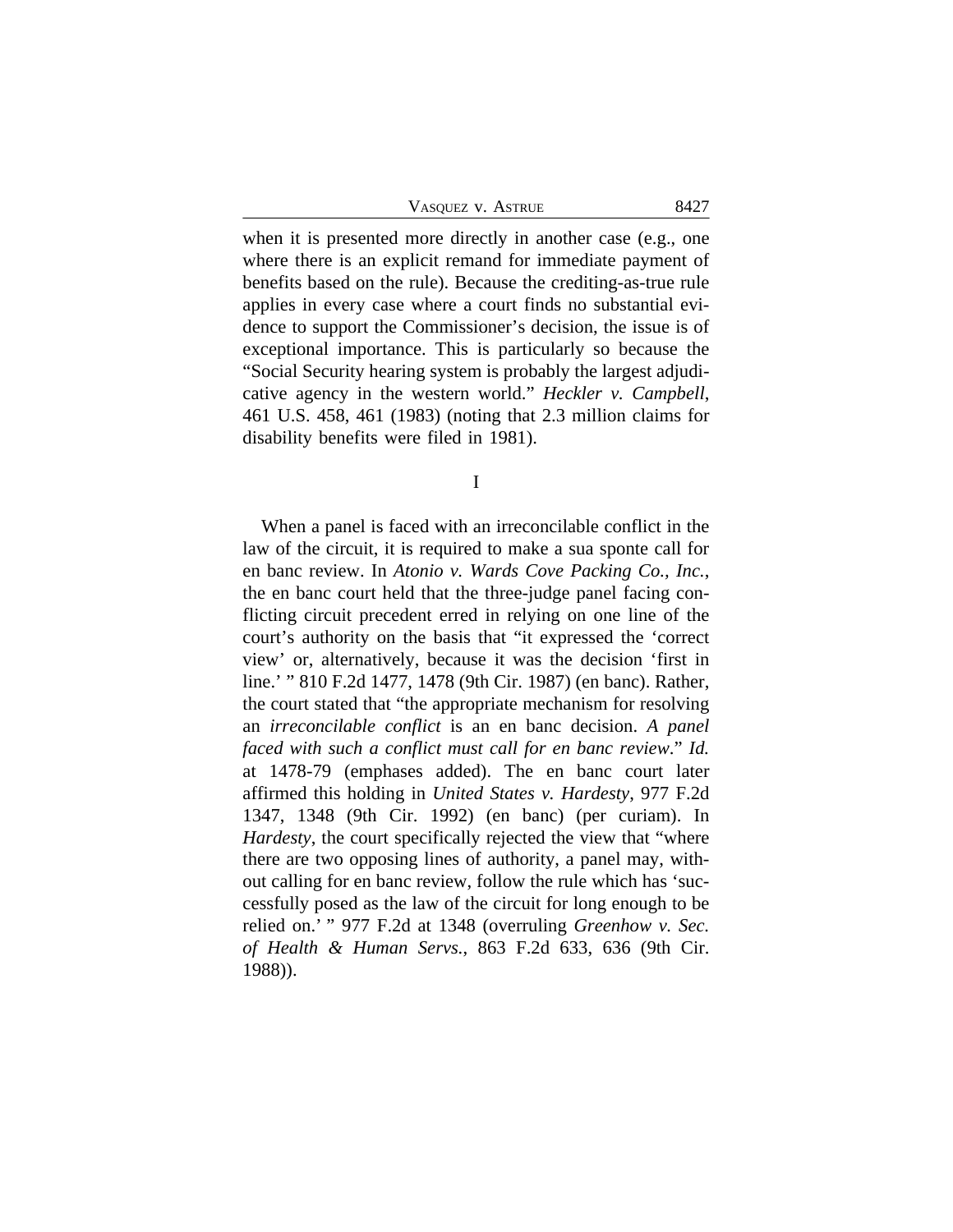when it is presented more directly in another case (e.g., one where there is an explicit remand for immediate payment of benefits based on the rule). Because the crediting-as-true rule applies in every case where a court finds no substantial evidence to support the Commissioner's decision, the issue is of exceptional importance. This is particularly so because the "Social Security hearing system is probably the largest adjudicative agency in the western world." *Heckler v. Campbell*, 461 U.S. 458, 461 (1983) (noting that 2.3 million claims for disability benefits were filed in 1981).

## I

When a panel is faced with an irreconcilable conflict in the law of the circuit, it is required to make a sua sponte call for en banc review. In *Atonio v. Wards Cove Packing Co., Inc.*, the en banc court held that the three-judge panel facing conflicting circuit precedent erred in relying on one line of the court's authority on the basis that "it expressed the 'correct view' or, alternatively, because it was the decision 'first in line.' " 810 F.2d 1477, 1478 (9th Cir. 1987) (en banc). Rather, the court stated that "the appropriate mechanism for resolving an *irreconcilable conflict* is an en banc decision. *A panel faced with such a conflict must call for en banc review*." *Id.* at 1478-79 (emphases added). The en banc court later affirmed this holding in *United States v. Hardesty*, 977 F.2d 1347, 1348 (9th Cir. 1992) (en banc) (per curiam). In *Hardesty*, the court specifically rejected the view that "where there are two opposing lines of authority, a panel may, without calling for en banc review, follow the rule which has 'successfully posed as the law of the circuit for long enough to be relied on.' " 977 F.2d at 1348 (overruling *Greenhow v. Sec. of Health & Human Servs.*, 863 F.2d 633, 636 (9th Cir. 1988)).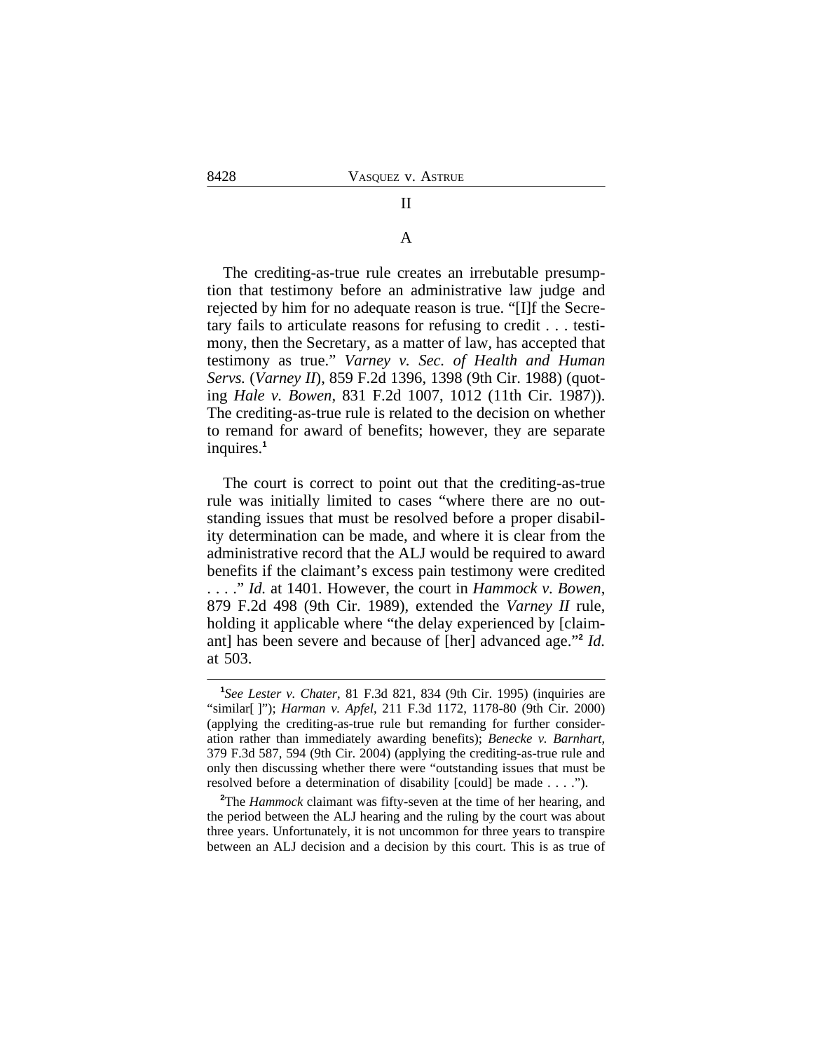## II

### A

The crediting-as-true rule creates an irrebutable presumption that testimony before an administrative law judge and rejected by him for no adequate reason is true. "[I]f the Secretary fails to articulate reasons for refusing to credit . . . testimony, then the Secretary, as a matter of law, has accepted that testimony as true." *Varney v. Sec. of Health and Human Servs.* (*Varney II*), 859 F.2d 1396, 1398 (9th Cir. 1988) (quoting *Hale v. Bowen*, 831 F.2d 1007, 1012 (11th Cir. 1987)). The crediting-as-true rule is related to the decision on whether to remand for award of benefits; however, they are separate inquires.[1]

The court is correct to point out that the crediting-as-true rule was initially limited to cases "where there are no outstanding issues that must be resolved before a proper disability determination can be made, and where it is clear from the administrative record that the ALJ would be required to award benefits if the claimant's excess pain testimony were credited . . . ." *Id.* at 1401. However, the court in *Hammock v. Bowen*, 879 F.2d 498 (9th Cir. 1989), extended the *Varney II* rule, holding it applicable where "the delay experienced by [claimant] has been severe and because of [her] advanced age."[2] *Id.* at 503.

---

[1]*See Lester v. Chater*, 81 F.3d 821, 834 (9th Cir. 1995) (inquiries are "similar[ ]"); *Harman v. Apfel*, 211 F.3d 1172, 1178-80 (9th Cir. 2000) (applying the crediting-as-true rule but remanding for further consideration rather than immediately awarding benefits); *Benecke v. Barnhart*, 379 F.3d 587, 594 (9th Cir. 2004) (applying the crediting-as-true rule and only then discussing whether there were "outstanding issues that must be resolved before a determination of disability [could] be made . . . .").

[2]The *Hammock* claimant was fifty-seven at the time of her hearing, and the period between the ALJ hearing and the ruling by the court was about three years. Unfortunately, it is not uncommon for three years to transpire between an ALJ decision and a decision by this court. This is as true of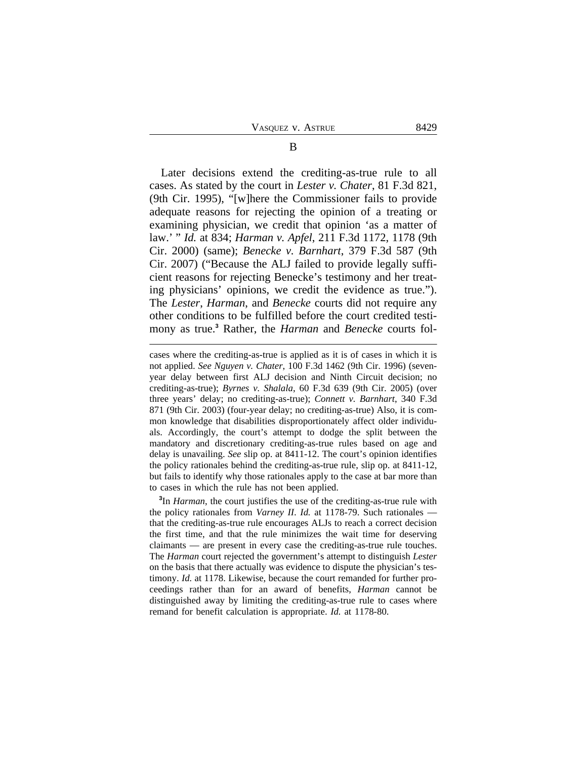B

Later decisions extend the crediting-as-true rule to all cases. As stated by the court in *Lester v. Chater*, 81 F.3d 821, (9th Cir. 1995), "[w]here the Commissioner fails to provide adequate reasons for rejecting the opinion of a treating or examining physician, we credit that opinion 'as a matter of law.' " *Id.* at 834; *Harman v. Apfel*, 211 F.3d 1172, 1178 (9th Cir. 2000) (same); *Benecke v. Barnhart*, 379 F.3d 587 (9th Cir. 2007) ("Because the ALJ failed to provide legally sufficient reasons for rejecting Benecke's testimony and her treating physicians' opinions, we credit the evidence as true."). The *Lester*, *Harman*, and *Benecke* courts did not require any other conditions to be fulfilled before the court credited testimony as true.[3] Rather, the *Harman* and *Benecke* courts fol-

---

cases where the crediting-as-true is applied as it is of cases in which it is not applied. *See Nguyen v. Chater*, 100 F.3d 1462 (9th Cir. 1996) (seven-year delay between first ALJ decision and Ninth Circuit decision; no crediting-as-true); *Byrnes v. Shalala*, 60 F.3d 639 (9th Cir. 2005) (over three years' delay; no crediting-as-true); *Connett v. Barnhart*, 340 F.3d 871 (9th Cir. 2003) (four-year delay; no crediting-as-true) Also, it is common knowledge that disabilities disproportionately affect older individuals. Accordingly, the court's attempt to dodge the split between the mandatory and discretionary crediting-as-true rules based on age and delay is unavailing. *See* slip op. at 8411-12. The court's opinion identifies the policy rationales behind the crediting-as-true rule, slip op. at 8411-12, but fails to identify why those rationales apply to the case at bar more than to cases in which the rule has not been applied.

[3]In *Harman*, the court justifies the use of the crediting-as-true rule with the policy rationales from *Varney II*. *Id.* at 1178-79. Such rationales — that the crediting-as-true rule encourages ALJs to reach a correct decision the first time, and that the rule minimizes the wait time for deserving claimants — are present in every case the crediting-as-true rule touches. The *Harman* court rejected the government's attempt to distinguish *Lester* on the basis that there actually was evidence to dispute the physician's testimony. *Id.* at 1178. Likewise, because the court remanded for further proceedings rather than for an award of benefits, *Harman* cannot be distinguished away by limiting the crediting-as-true rule to cases where remand for benefit calculation is appropriate. *Id.* at 1178-80.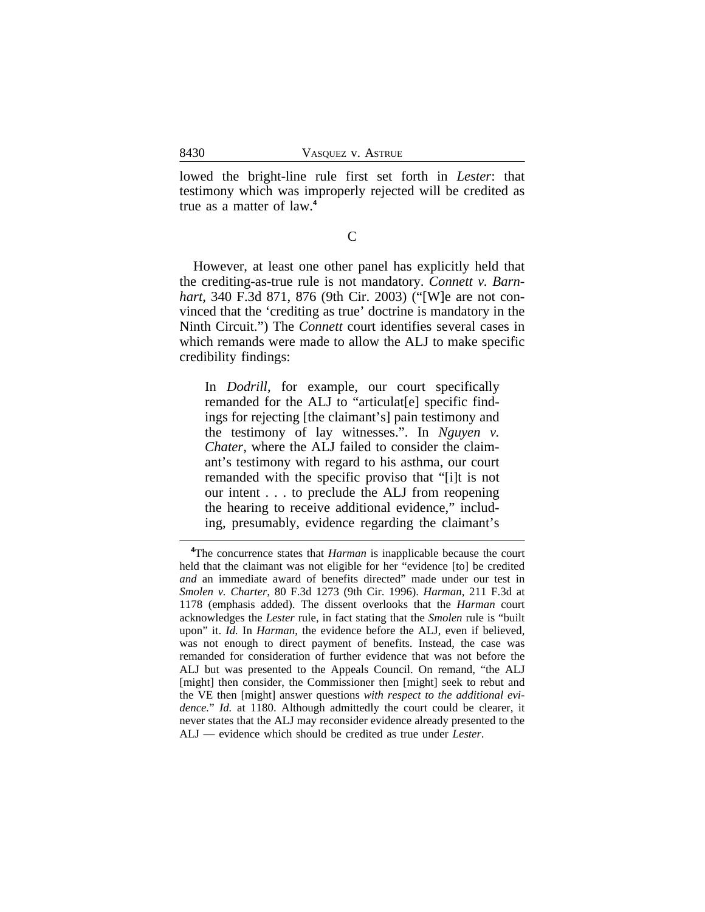lowed the bright-line rule first set forth in *Lester*: that testimony which was improperly rejected will be credited as true as a matter of law.[4]

C

However, at least one other panel has explicitly held that the crediting-as-true rule is not mandatory. *Connett v. Barnhart*, 340 F.3d 871, 876 (9th Cir. 2003) ("[W]e are not convinced that the 'crediting as true' doctrine is mandatory in the Ninth Circuit.") The *Connett* court identifies several cases in which remands were made to allow the ALJ to make specific credibility findings:

> In *Dodrill*, for example, our court specifically remanded for the ALJ to "articulat[e] specific findings for rejecting [the claimant's] pain testimony and the testimony of lay witnesses.". In *Nguyen v. Chater*, where the ALJ failed to consider the claimant's testimony with regard to his asthma, our court remanded with the specific proviso that "[i]t is not our intent . . . to preclude the ALJ from reopening the hearing to receive additional evidence," including, presumably, evidence regarding the claimant's

---

[4]The concurrence states that *Harman* is inapplicable because the court held that the claimant was not eligible for her "evidence [to] be credited *and* an immediate award of benefits directed" made under our test in *Smolen v. Charter*, 80 F.3d 1273 (9th Cir. 1996). *Harman*, 211 F.3d at 1178 (emphasis added). The dissent overlooks that the *Harman* court acknowledges the *Lester* rule, in fact stating that the *Smolen* rule is "built upon" it. *Id.* In *Harman*, the evidence before the ALJ, even if believed, was not enough to direct payment of benefits. Instead, the case was remanded for consideration of further evidence that was not before the ALJ but was presented to the Appeals Council. On remand, "the ALJ [might] then consider, the Commissioner then [might] seek to rebut and the VE then [might] answer questions *with respect to the additional evidence*." *Id.* at 1180. Although admittedly the court could be clearer, it never states that the ALJ may reconsider evidence already presented to the ALJ — evidence which should be credited as true under *Lester*.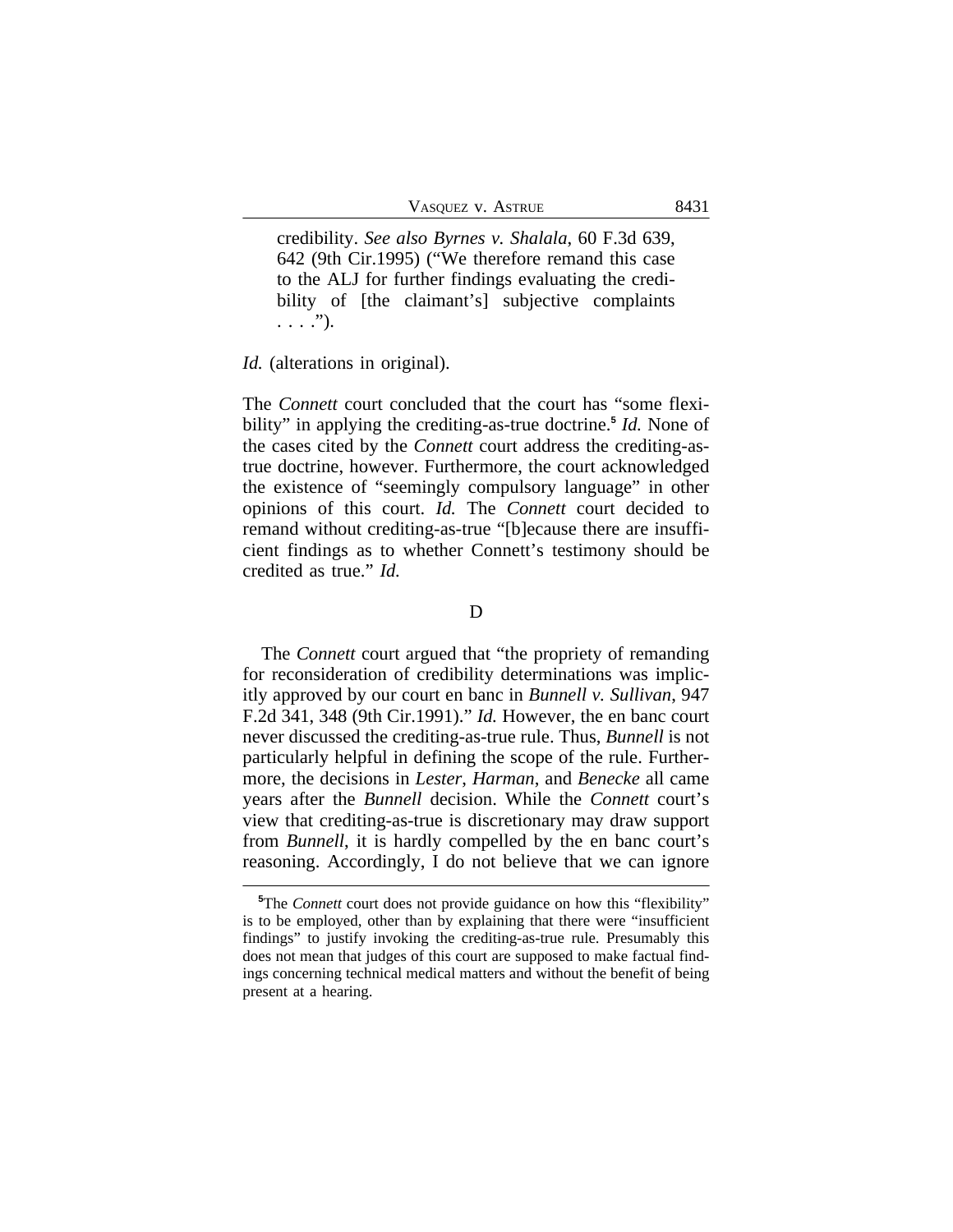> credibility. *See also Byrnes v. Shalala*, 60 F.3d 639, 642 (9th Cir.1995) ("We therefore remand this case to the ALJ for further findings evaluating the credibility of [the claimant's] subjective complaints . . . .").

*Id.* (alterations in original).

The *Connett* court concluded that the court has "some flexibility" in applying the crediting-as-true doctrine.[5] *Id.* None of the cases cited by the *Connett* court address the crediting-as-true doctrine, however. Furthermore, the court acknowledged the existence of "seemingly compulsory language" in other opinions of this court. *Id.* The *Connett* court decided to remand without crediting-as-true "[b]ecause there are insufficient findings as to whether Connett's testimony should be credited as true." *Id.*

D

The *Connett* court argued that "the propriety of remanding for reconsideration of credibility determinations was implicitly approved by our court en banc in *Bunnell v. Sullivan*, 947 F.2d 341, 348 (9th Cir.1991)." *Id.* However, the en banc court never discussed the crediting-as-true rule. Thus, *Bunnell* is not particularly helpful in defining the scope of the rule. Furthermore, the decisions in *Lester*, *Harman*, and *Benecke* all came years after the *Bunnell* decision. While the *Connett* court's view that crediting-as-true is discretionary may draw support from *Bunnell*, it is hardly compelled by the en banc court's reasoning. Accordingly, I do not believe that we can ignore

[5] The *Connett* court does not provide guidance on how this "flexibility" is to be employed, other than by explaining that there were "insufficient findings" to justify invoking the crediting-as-true rule. Presumably this does not mean that judges of this court are supposed to make factual findings concerning technical medical matters and without the benefit of being present at a hearing.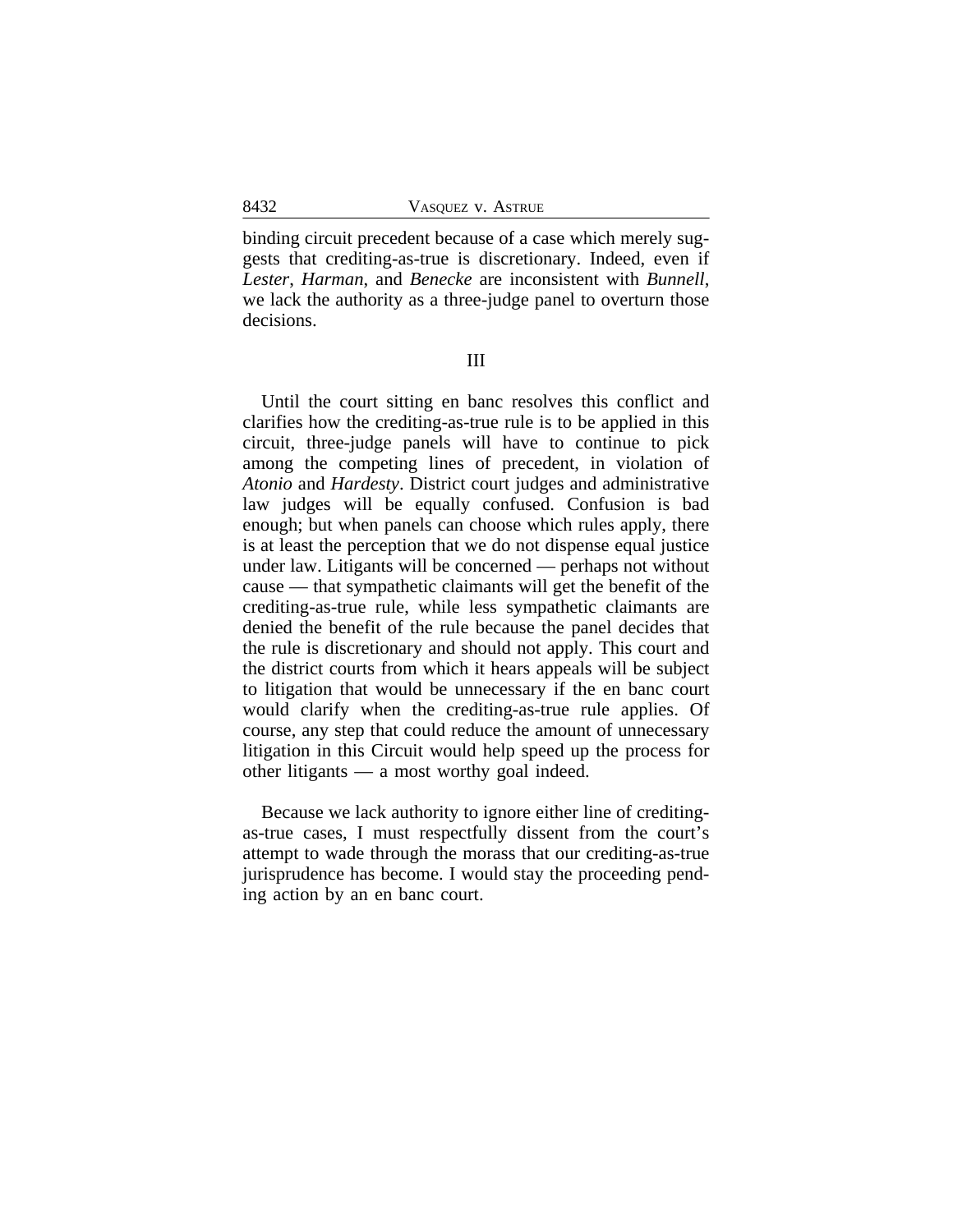binding circuit precedent because of a case which merely suggests that crediting-as-true is discretionary. Indeed, even if *Lester*, *Harman*, and *Benecke* are inconsistent with *Bunnell*, we lack the authority as a three-judge panel to overturn those decisions.

III

Until the court sitting en banc resolves this conflict and clarifies how the crediting-as-true rule is to be applied in this circuit, three-judge panels will have to continue to pick among the competing lines of precedent, in violation of *Atonio* and *Hardesty*. District court judges and administrative law judges will be equally confused. Confusion is bad enough; but when panels can choose which rules apply, there is at least the perception that we do not dispense equal justice under law. Litigants will be concerned — perhaps not without cause — that sympathetic claimants will get the benefit of the crediting-as-true rule, while less sympathetic claimants are denied the benefit of the rule because the panel decides that the rule is discretionary and should not apply. This court and the district courts from which it hears appeals will be subject to litigation that would be unnecessary if the en banc court would clarify when the crediting-as-true rule applies. Of course, any step that could reduce the amount of unnecessary litigation in this Circuit would help speed up the process for other litigants — a most worthy goal indeed.

Because we lack authority to ignore either line of crediting-as-true cases, I must respectfully dissent from the court's attempt to wade through the morass that our crediting-as-true jurisprudence has become. I would stay the proceeding pending action by an en banc court.